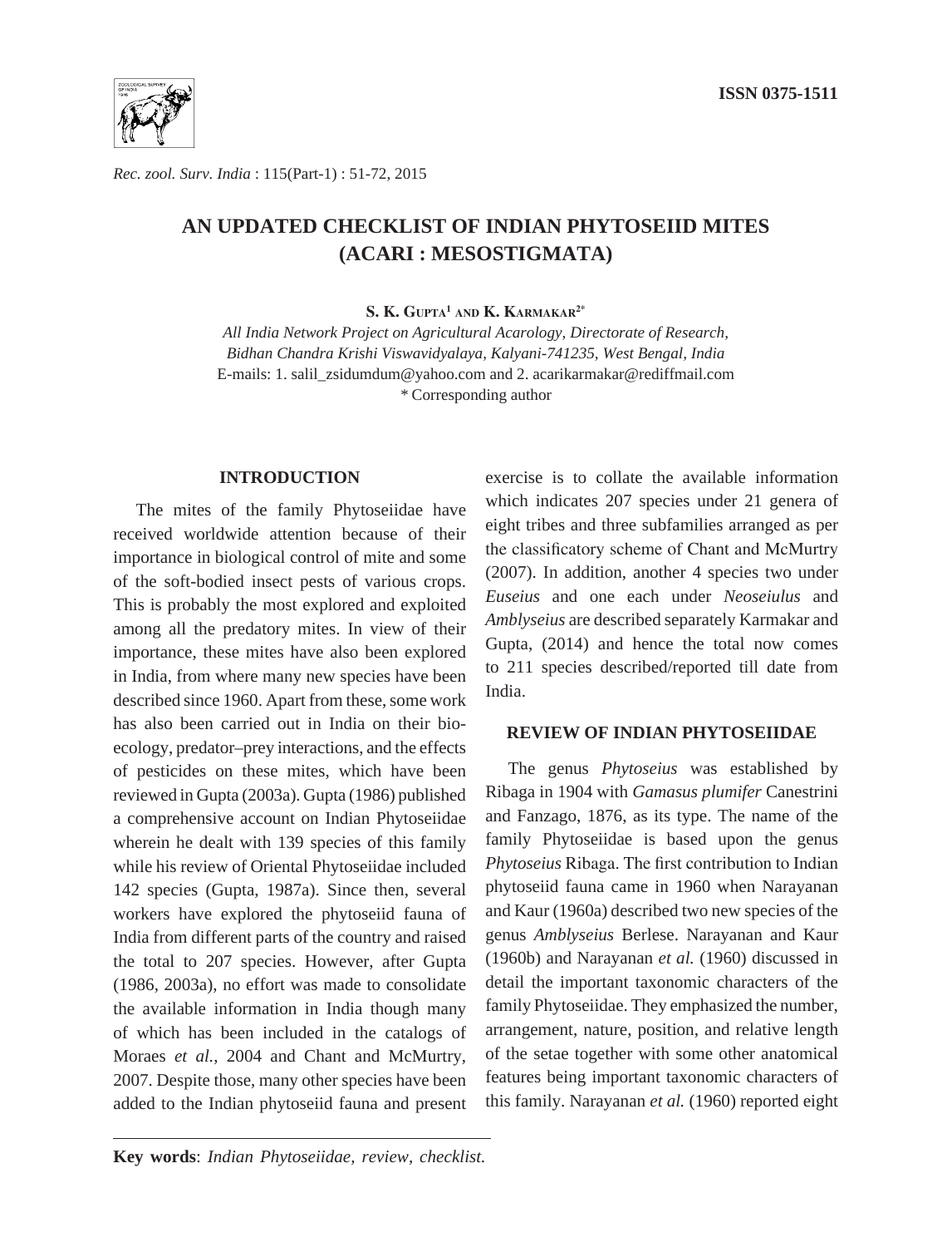ISSN 0375-1511

*Rec. zool. Surv. India* : 115(Part-1) : 51-72, 2015

# AN UPDATED CHECKLIST OF INDIAN PHYTOSEIID MITES (ACARI : MESOSTIGMATA)

**S. K. Gupta[1] and K. Karmakar[2*]**

*All India Network Project on Agricultural Acarology, Directorate of Research, Bidhan Chandra Krishi Viswavidyalaya, Kalyani-741235, West Bengal, India*
E-mails: 1. salil_zsidumdum@yahoo.com and 2. acarikarmakar@rediffmail.com
\* Corresponding author

## INTRODUCTION

The mites of the family Phytoseiidae have received worldwide attention because of their importance in biological control of mite and some of the soft-bodied insect pests of various crops. This is probably the most explored and exploited among all the predatory mites. In view of their importance, these mites have also been explored in India, from where many new species have been described since 1960. Apart from these, some work has also been carried out in India on their bio-ecology, predator–prey interactions, and the effects of pesticides on these mites, which have been reviewed in Gupta (2003a). Gupta (1986) published a comprehensive account on Indian Phytoseiidae wherein he dealt with 139 species of this family while his review of Oriental Phytoseiidae included 142 species (Gupta, 1987a). Since then, several workers have explored the phytoseiid fauna of India from different parts of the country and raised the total to 207 species. However, after Gupta (1986, 2003a), no effort was made to consolidate the available information in India though many of which has been included in the catalogs of Moraes *et al.*, 2004 and Chant and McMurtry, 2007. Despite those, many other species have been added to the Indian phytoseiid fauna and present exercise is to collate the available information which indicates 207 species under 21 genera of eight tribes and three subfamilies arranged as per the classificatory scheme of Chant and McMurtry (2007). In addition, another 4 species two under *Euseius* and one each under *Neoseiulus* and *Amblyseius* are described separately Karmakar and Gupta, (2014) and hence the total now comes to 211 species described/reported till date from India.

## REVIEW OF INDIAN PHYTOSEIIDAE

The genus *Phytoseius* was established by Ribaga in 1904 with *Gamasus plumifer* Canestrini and Fanzago, 1876, as its type. The name of the family Phytoseiidae is based upon the genus *Phytoseius* Ribaga. The first contribution to Indian phytoseiid fauna came in 1960 when Narayanan and Kaur (1960a) described two new species of the genus *Amblyseius* Berlese. Narayanan and Kaur (1960b) and Narayanan *et al.* (1960) discussed in detail the important taxonomic characters of the family Phytoseiidae. They emphasized the number, arrangement, nature, position, and relative length of the setae together with some other anatomical features being important taxonomic characters of this family. Narayanan *et al.* (1960) reported eight

**Key words**: *Indian Phytoseiidae, review, checklist.*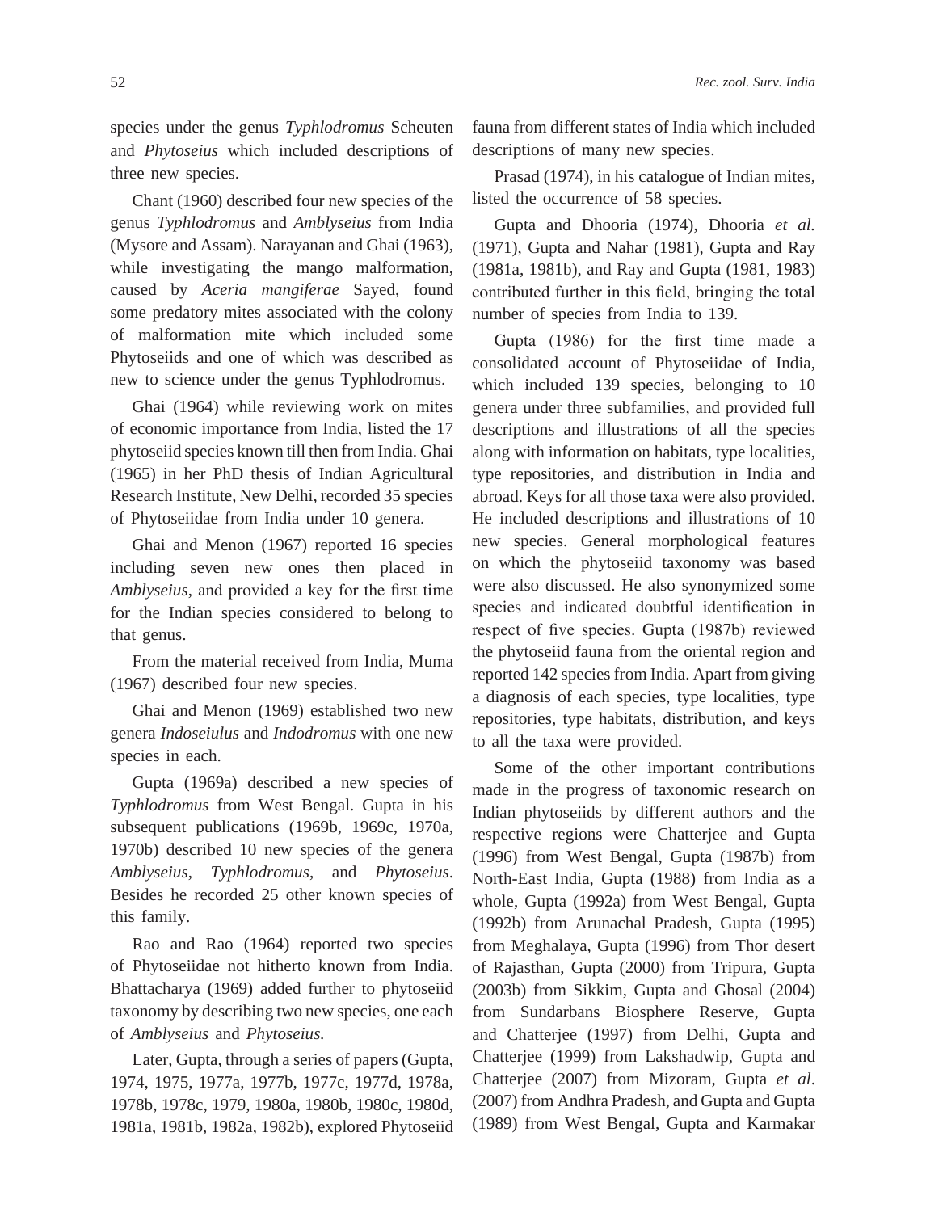species under the genus *Typhlodromus* Scheuten and *Phytoseius* which included descriptions of three new species.

Chant (1960) described four new species of the genus *Typhlodromus* and *Amblyseius* from India (Mysore and Assam). Narayanan and Ghai (1963), while investigating the mango malformation, caused by *Aceria mangiferae* Sayed, found some predatory mites associated with the colony of malformation mite which included some Phytoseiids and one of which was described as new to science under the genus Typhlodromus.

Ghai (1964) while reviewing work on mites of economic importance from India, listed the 17 phytoseiid species known till then from India. Ghai (1965) in her PhD thesis of Indian Agricultural Research Institute, New Delhi, recorded 35 species of Phytoseiidae from India under 10 genera.

Ghai and Menon (1967) reported 16 species including seven new ones then placed in *Amblyseius*, and provided a key for the first time for the Indian species considered to belong to that genus.

From the material received from India, Muma (1967) described four new species.

Ghai and Menon (1969) established two new genera *Indoseiulus* and *Indodromus* with one new species in each.

Gupta (1969a) described a new species of *Typhlodromus* from West Bengal. Gupta in his subsequent publications (1969b, 1969c, 1970a, 1970b) described 10 new species of the genera *Amblyseius*, *Typhlodromus*, and *Phytoseius*. Besides he recorded 25 other known species of this family.

Rao and Rao (1964) reported two species of Phytoseiidae not hitherto known from India. Bhattacharya (1969) added further to phytoseiid taxonomy by describing two new species, one each of *Amblyseius* and *Phytoseius.*

Later, Gupta, through a series of papers (Gupta, 1974, 1975, 1977a, 1977b, 1977c, 1977d, 1978a, 1978b, 1978c, 1979, 1980a, 1980b, 1980c, 1980d, 1981a, 1981b, 1982a, 1982b), explored Phytoseiid fauna from different states of India which included descriptions of many new species.

Prasad (1974), in his catalogue of Indian mites, listed the occurrence of 58 species.

Gupta and Dhooria (1974), Dhooria *et al.* (1971), Gupta and Nahar (1981), Gupta and Ray (1981a, 1981b), and Ray and Gupta (1981, 1983) contributed further in this field, bringing the total number of species from India to 139.

Gupta (1986) for the first time made a consolidated account of Phytoseiidae of India, which included 139 species, belonging to 10 genera under three subfamilies, and provided full descriptions and illustrations of all the species along with information on habitats, type localities, type repositories, and distribution in India and abroad. Keys for all those taxa were also provided. He included descriptions and illustrations of 10 new species. General morphological features on which the phytoseiid taxonomy was based were also discussed. He also synonymized some species and indicated doubtful identification in respect of five species. Gupta (1987b) reviewed the phytoseiid fauna from the oriental region and reported 142 species from India. Apart from giving a diagnosis of each species, type localities, type repositories, type habitats, distribution, and keys to all the taxa were provided.

Some of the other important contributions made in the progress of taxonomic research on Indian phytoseiids by different authors and the respective regions were Chatterjee and Gupta (1996) from West Bengal, Gupta (1987b) from North-East India, Gupta (1988) from India as a whole, Gupta (1992a) from West Bengal, Gupta (1992b) from Arunachal Pradesh, Gupta (1995) from Meghalaya, Gupta (1996) from Thor desert of Rajasthan, Gupta (2000) from Tripura, Gupta (2003b) from Sikkim, Gupta and Ghosal (2004) from Sundarbans Biosphere Reserve, Gupta and Chatterjee (1997) from Delhi, Gupta and Chatterjee (1999) from Lakshadwip, Gupta and Chatterjee (2007) from Mizoram, Gupta *et al*. (2007) from Andhra Pradesh, and Gupta and Gupta (1989) from West Bengal, Gupta and Karmakar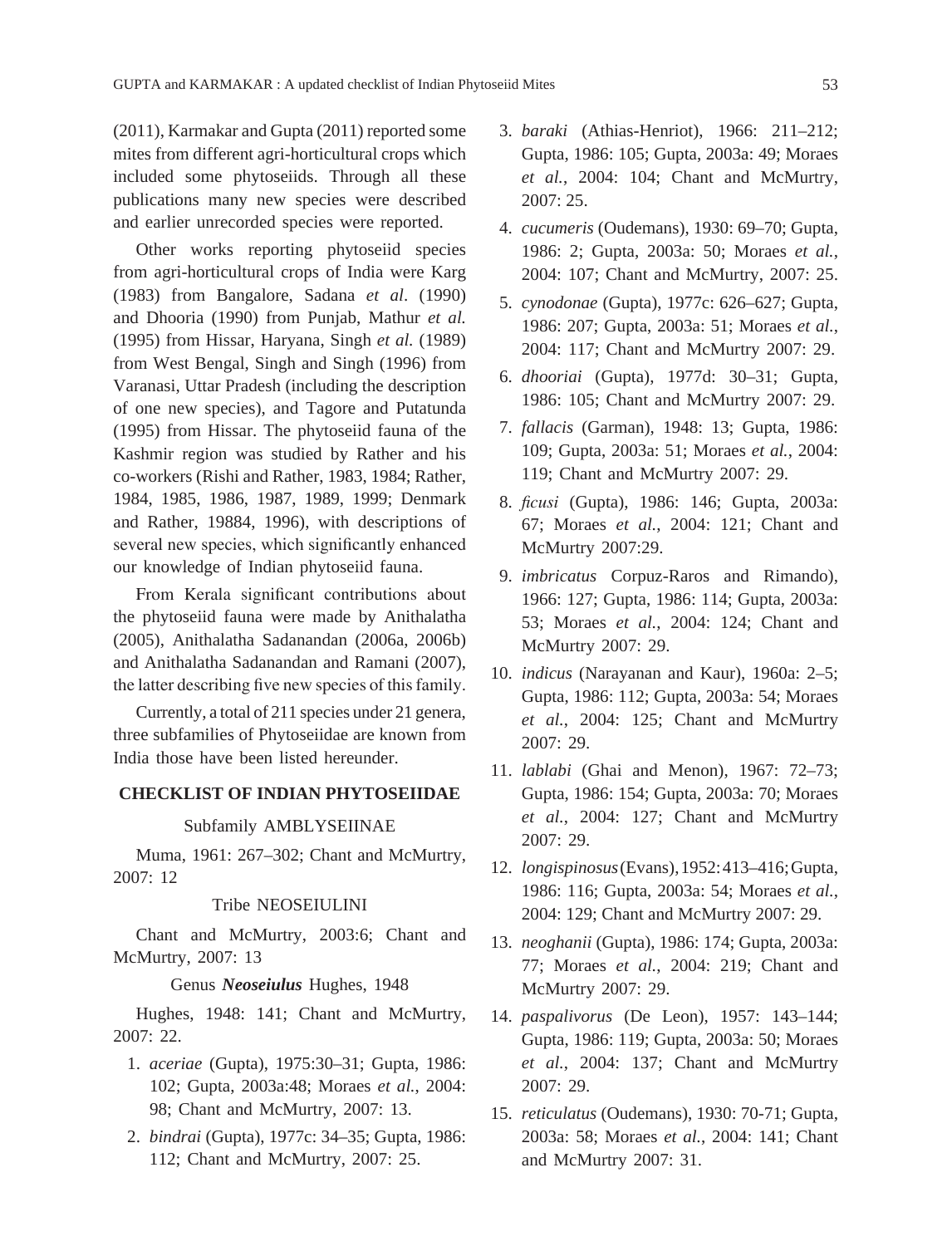(2011), Karmakar and Gupta (2011) reported some mites from different agri-horticultural crops which included some phytoseiids. Through all these publications many new species were described and earlier unrecorded species were reported.

Other works reporting phytoseiid species from agri-horticultural crops of India were Karg (1983) from Bangalore, Sadana *et al*. (1990) and Dhooria (1990) from Punjab, Mathur *et al.* (1995) from Hissar, Haryana, Singh *et al.* (1989) from West Bengal, Singh and Singh (1996) from Varanasi, Uttar Pradesh (including the description of one new species), and Tagore and Putatunda (1995) from Hissar. The phytoseiid fauna of the Kashmir region was studied by Rather and his co-workers (Rishi and Rather, 1983, 1984; Rather, 1984, 1985, 1986, 1987, 1989, 1999; Denmark and Rather, 19884, 1996), with descriptions of several new species, which significantly enhanced our knowledge of Indian phytoseiid fauna.

From Kerala significant contributions about the phytoseiid fauna were made by Anithalatha (2005), Anithalatha Sadanandan (2006a, 2006b) and Anithalatha Sadanandan and Ramani (2007), the latter describing five new species of this family.

Currently, a total of 211 species under 21 genera, three subfamilies of Phytoseiidae are known from India those have been listed hereunder.

## CHECKLIST OF INDIAN PHYTOSEIIDAE

### Subfamily AMBLYSEIINAE

Muma, 1961: 267–302; Chant and McMurtry, 2007: 12

### Tribe NEOSEIULINI

Chant and McMurtry, 2003:6; Chant and McMurtry, 2007: 13

### Genus ***Neoseiulus*** Hughes, 1948

Hughes, 1948: 141; Chant and McMurtry, 2007: 22.

1. *aceriae* (Gupta), 1975:30–31; Gupta, 1986: 102; Gupta, 2003a:48; Moraes *et al.*, 2004: 98; Chant and McMurtry, 2007: 13.
2. *bindrai* (Gupta), 1977c: 34–35; Gupta, 1986: 112; Chant and McMurtry, 2007: 25.
3. *baraki* (Athias-Henriot), 1966: 211–212; Gupta, 1986: 105; Gupta, 2003a: 49; Moraes *et al.*, 2004: 104; Chant and McMurtry, 2007: 25.
4. *cucumeris* (Oudemans), 1930: 69–70; Gupta, 1986: 2; Gupta, 2003a: 50; Moraes *et al.*, 2004: 107; Chant and McMurtry, 2007: 25.
5. *cynodonae* (Gupta), 1977c: 626–627; Gupta, 1986: 207; Gupta, 2003a: 51; Moraes *et al.*, 2004: 117; Chant and McMurtry 2007: 29.
6. *dhooriai* (Gupta), 1977d: 30–31; Gupta, 1986: 105; Chant and McMurtry 2007: 29.
7. *fallacis* (Garman), 1948: 13; Gupta, 1986: 109; Gupta, 2003a: 51; Moraes *et al.*, 2004: 119; Chant and McMurtry 2007: 29.
8. *ficusi* (Gupta), 1986: 146; Gupta, 2003a: 67; Moraes *et al.*, 2004: 121; Chant and McMurtry 2007:29.
9. *imbricatus* Corpuz-Raros and Rimando), 1966: 127; Gupta, 1986: 114; Gupta, 2003a: 53; Moraes *et al.*, 2004: 124; Chant and McMurtry 2007: 29.
10. *indicus* (Narayanan and Kaur), 1960a: 2–5; Gupta, 1986: 112; Gupta, 2003a: 54; Moraes *et al.*, 2004: 125; Chant and McMurtry 2007: 29.
11. *lablabi* (Ghai and Menon), 1967: 72–73; Gupta, 1986: 154; Gupta, 2003a: 70; Moraes *et al.*, 2004: 127; Chant and McMurtry 2007: 29.
12. *longispinosus* (Evans), 1952: 413–416; Gupta, 1986: 116; Gupta, 2003a: 54; Moraes *et al.*, 2004: 129; Chant and McMurtry 2007: 29.
13. *neoghanii* (Gupta), 1986: 174; Gupta, 2003a: 77; Moraes *et al.*, 2004: 219; Chant and McMurtry 2007: 29.
14. *paspalivorus* (De Leon), 1957: 143–144; Gupta, 1986: 119; Gupta, 2003a: 50; Moraes *et al.*, 2004: 137; Chant and McMurtry 2007: 29.
15. *reticulatus* (Oudemans), 1930: 70-71; Gupta, 2003a: 58; Moraes *et al.*, 2004: 141; Chant and McMurtry 2007: 31.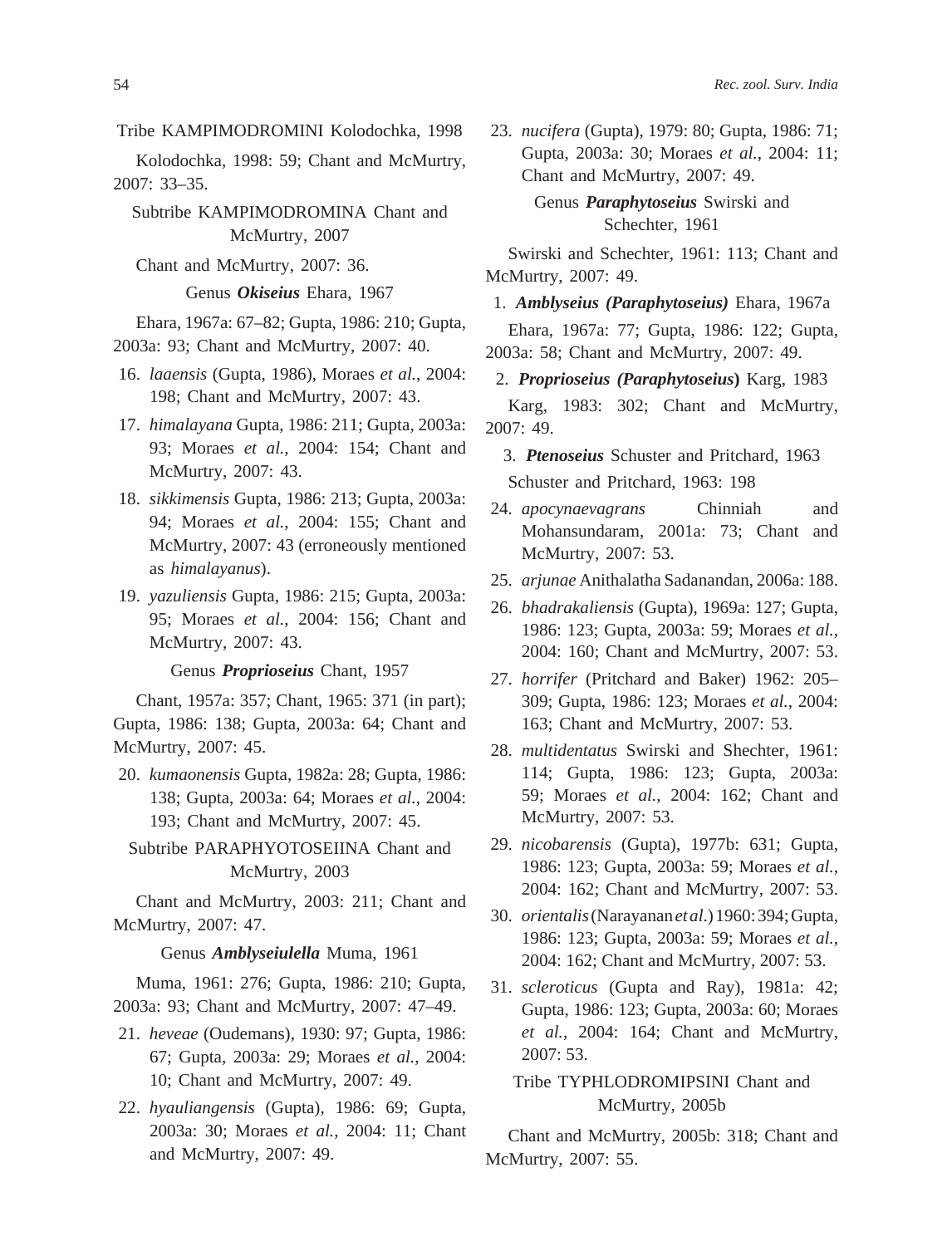Tribe KAMPIMODROMINI Kolodochka, 1998

Kolodochka, 1998: 59; Chant and McMurtry, 2007: 33–35.

Subtribe KAMPIMODROMINA Chant and McMurtry, 2007

Chant and McMurtry, 2007: 36.

Genus ***Okiseius*** Ehara, 1967

Ehara, 1967a: 67–82; Gupta, 1986: 210; Gupta, 2003a: 93; Chant and McMurtry, 2007: 40.

16. *laaensis* (Gupta, 1986), Moraes *et al.*, 2004: 198; Chant and McMurtry, 2007: 43.
17. *himalayana* Gupta, 1986: 211; Gupta, 2003a: 93; Moraes *et al.*, 2004: 154; Chant and McMurtry, 2007: 43.
18. *sikkimensis* Gupta, 1986: 213; Gupta, 2003a: 94; Moraes *et al.*, 2004: 155; Chant and McMurtry, 2007: 43 (erroneously mentioned as *himalayanus*).
19. *yazuliensis* Gupta, 1986: 215; Gupta, 2003a: 95; Moraes *et al.*, 2004: 156; Chant and McMurtry, 2007: 43.

Genus ***Proprioseius*** Chant, 1957

Chant, 1957a: 357; Chant, 1965: 371 (in part); Gupta, 1986: 138; Gupta, 2003a: 64; Chant and McMurtry, 2007: 45.

20. *kumaonensis* Gupta, 1982a: 28; Gupta, 1986: 138; Gupta, 2003a: 64; Moraes *et al.*, 2004: 193; Chant and McMurtry, 2007: 45.

Subtribe PARAPHYOTOSEIINA Chant and McMurtry, 2003

Chant and McMurtry, 2003: 211; Chant and McMurtry, 2007: 47.

Genus ***Amblyseiulella*** Muma, 1961

Muma, 1961: 276; Gupta, 1986: 210; Gupta, 2003a: 93; Chant and McMurtry, 2007: 47–49.

21. *heveae* (Oudemans), 1930: 97; Gupta, 1986: 67; Gupta, 2003a: 29; Moraes *et al.*, 2004: 10; Chant and McMurtry, 2007: 49.
22. *hyauliangensis* (Gupta), 1986: 69; Gupta, 2003a: 30; Moraes *et al.*, 2004: 11; Chant and McMurtry, 2007: 49.
23. *nucifera* (Gupta), 1979: 80; Gupta, 1986: 71; Gupta, 2003a: 30; Moraes *et al.*, 2004: 11; Chant and McMurtry, 2007: 49.

Genus ***Paraphytoseius*** Swirski and Schechter, 1961

Swirski and Schechter, 1961: 113; Chant and McMurtry, 2007: 49.

1. ***Amblyseius (Paraphytoseius)*** Ehara, 1967a

Ehara, 1967a: 77; Gupta, 1986: 122; Gupta, 2003a: 58; Chant and McMurtry, 2007: 49.

2. ***Proprioseius (Paraphytoseius)*** Karg, 1983

Karg, 1983: 302; Chant and McMurtry, 2007: 49.

3. ***Ptenoseius*** Schuster and Pritchard, 1963

Schuster and Pritchard, 1963: 198

24. *apocynaevagrans* Chinniah and Mohansundaram, 2001a: 73; Chant and McMurtry, 2007: 53.
25. *arjunae* Anithalatha Sadanandan, 2006a: 188.
26. *bhadrakaliensis* (Gupta), 1969a: 127; Gupta, 1986: 123; Gupta, 2003a: 59; Moraes *et al.*, 2004: 160; Chant and McMurtry, 2007: 53.
27. *horrifer* (Pritchard and Baker) 1962: 205–309; Gupta, 1986: 123; Moraes *et al.*, 2004: 163; Chant and McMurtry, 2007: 53.
28. *multidentatus* Swirski and Shechter, 1961: 114; Gupta, 1986: 123; Gupta, 2003a: 59; Moraes *et al.*, 2004: 162; Chant and McMurtry, 2007: 53.
29. *nicobarensis* (Gupta), 1977b: 631; Gupta, 1986: 123; Gupta, 2003a: 59; Moraes *et al.*, 2004: 162; Chant and McMurtry, 2007: 53.
30. *orientalis* (Narayanan *et al.*) 1960: 394; Gupta, 1986: 123; Gupta, 2003a: 59; Moraes *et al.*, 2004: 162; Chant and McMurtry, 2007: 53.
31. *scleroticus* (Gupta and Ray), 1981a: 42; Gupta, 1986: 123; Gupta, 2003a: 60; Moraes *et al.*, 2004: 164; Chant and McMurtry, 2007: 53.

Tribe TYPHLODROMIPSINI Chant and McMurtry, 2005b

Chant and McMurtry, 2005b: 318; Chant and McMurtry, 2007: 55.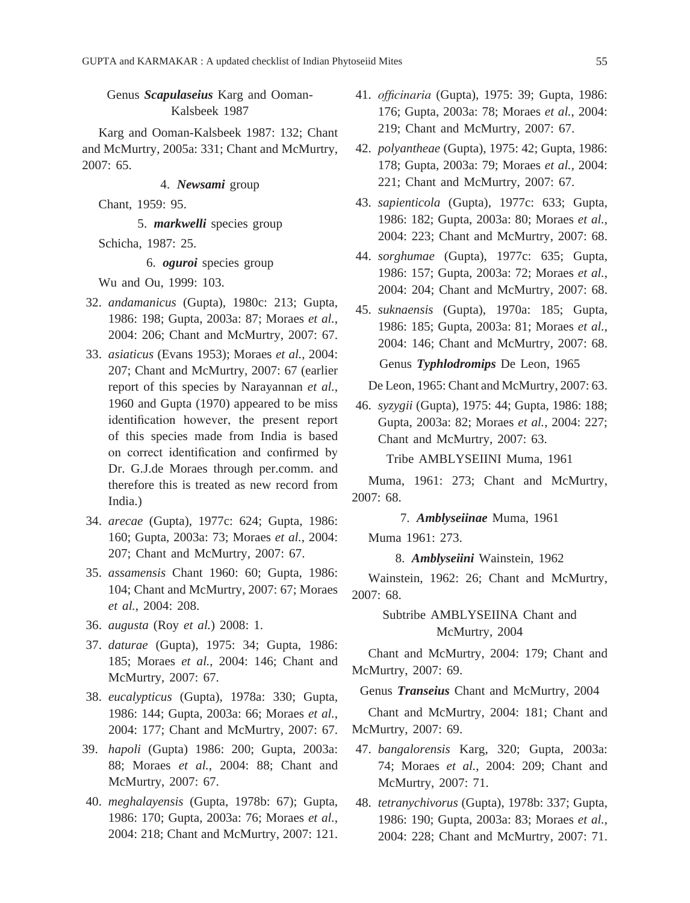Genus ***Scapulaseius*** Karg and Ooman-Kalsbeek 1987

Karg and Ooman-Kalsbeek 1987: 132; Chant and McMurtry, 2005a: 331; Chant and McMurtry, 2007: 65.

4. ***Newsami*** group

Chant, 1959: 95.

5. ***markwelli*** species group

Schicha, 1987: 25.

6. ***oguroi*** species group

Wu and Ou, 1999: 103.

32. *andamanicus* (Gupta), 1980c: 213; Gupta, 1986: 198; Gupta, 2003a: 87; Moraes *et al.*, 2004: 206; Chant and McMurtry, 2007: 67.
33. *asiaticus* (Evans 1953); Moraes *et al.*, 2004: 207; Chant and McMurtry, 2007: 67 (earlier report of this species by Narayannan *et al.*, 1960 and Gupta (1970) appeared to be miss identification however, the present report of this species made from India is based on correct identification and confirmed by Dr. G.J.de Moraes through per.comm. and therefore this is treated as new record from India.)
34. *arecae* (Gupta), 1977c: 624; Gupta, 1986: 160; Gupta, 2003a: 73; Moraes *et al.*, 2004: 207; Chant and McMurtry, 2007: 67.
35. *assamensis* Chant 1960: 60; Gupta, 1986: 104; Chant and McMurtry, 2007: 67; Moraes *et al.*, 2004: 208.
36. *augusta* (Roy *et al.*) 2008: 1.
37. *daturae* (Gupta), 1975: 34; Gupta, 1986: 185; Moraes *et al.*, 2004: 146; Chant and McMurtry, 2007: 67.
38. *eucalypticus* (Gupta), 1978a: 330; Gupta, 1986: 144; Gupta, 2003a: 66; Moraes *et al.*, 2004: 177; Chant and McMurtry, 2007: 67.
39. *hapoli* (Gupta) 1986: 200; Gupta, 2003a: 88; Moraes *et al.*, 2004: 88; Chant and McMurtry, 2007: 67.
40. *meghalayensis* (Gupta, 1978b: 67); Gupta, 1986: 170; Gupta, 2003a: 76; Moraes *et al.*, 2004: 218; Chant and McMurtry, 2007: 121.
41. *officinaria* (Gupta), 1975: 39; Gupta, 1986: 176; Gupta, 2003a: 78; Moraes *et al.*, 2004: 219; Chant and McMurtry, 2007: 67.
42. *polyantheae* (Gupta), 1975: 42; Gupta, 1986: 178; Gupta, 2003a: 79; Moraes *et al.*, 2004: 221; Chant and McMurtry, 2007: 67.
43. *sapienticola* (Gupta), 1977c: 633; Gupta, 1986: 182; Gupta, 2003a: 80; Moraes *et al.*, 2004: 223; Chant and McMurtry, 2007: 68.
44. *sorghumae* (Gupta), 1977c: 635; Gupta, 1986: 157; Gupta, 2003a: 72; Moraes *et al.*, 2004: 204; Chant and McMurtry, 2007: 68.
45. *suknaensis* (Gupta), 1970a: 185; Gupta, 1986: 185; Gupta, 2003a: 81; Moraes *et al.*, 2004: 146; Chant and McMurtry, 2007: 68.

Genus ***Typhlodromips*** De Leon, 1965

De Leon, 1965: Chant and McMurtry, 2007: 63.

46. *syzygii* (Gupta), 1975: 44; Gupta, 1986: 188; Gupta, 2003a: 82; Moraes *et al.*, 2004: 227; Chant and McMurtry, 2007: 63.

Tribe AMBLYSEIINI Muma, 1961

Muma, 1961: 273; Chant and McMurtry, 2007: 68.

7. ***Amblyseiinae*** Muma, 1961

Muma 1961: 273.

8. ***Amblyseiini*** Wainstein, 1962

Wainstein, 1962: 26; Chant and McMurtry, 2007: 68.

Subtribe AMBLYSEIINA Chant and McMurtry, 2004

Chant and McMurtry, 2004: 179; Chant and McMurtry, 2007: 69.

Genus ***Transeius*** Chant and McMurtry, 2004

Chant and McMurtry, 2004: 181; Chant and McMurtry, 2007: 69.

47. *bangalorensis* Karg, 320; Gupta, 2003a: 74; Moraes *et al.*, 2004: 209; Chant and McMurtry, 2007: 71.
48. *tetranychivorus* (Gupta), 1978b: 337; Gupta, 1986: 190; Gupta, 2003a: 83; Moraes *et al.*, 2004: 228; Chant and McMurtry, 2007: 71.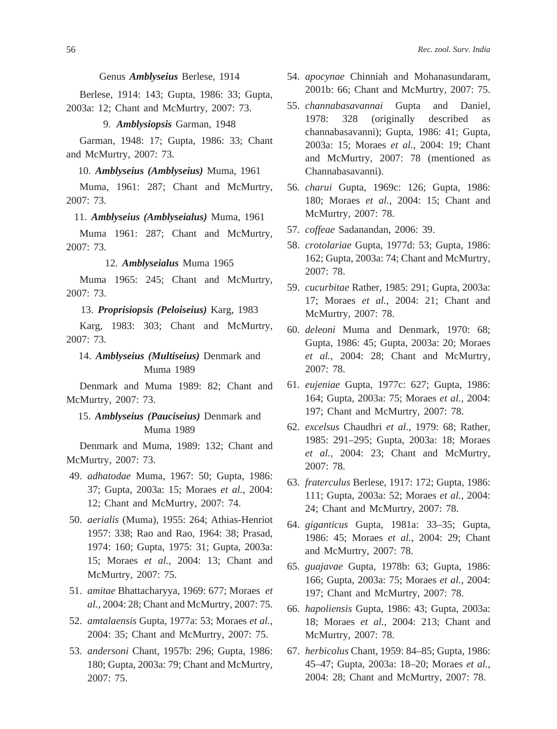Genus ***Amblyseius*** Berlese, 1914

Berlese, 1914: 143; Gupta, 1986: 33; Gupta, 2003a: 12; Chant and McMurtry, 2007: 73.

9. ***Amblysiopsis*** Garman, 1948

Garman, 1948: 17; Gupta, 1986: 33; Chant and McMurtry, 2007: 73.

10. ***Amblyseius (Amblyseius)*** Muma, 1961

Muma, 1961: 287; Chant and McMurtry, 2007: 73.

11. ***Amblyseius (Amblyseialus)*** Muma, 1961

Muma 1961: 287; Chant and McMurtry, 2007: 73.

12. ***Amblyseialus*** Muma 1965

Muma 1965: 245; Chant and McMurtry, 2007: 73.

13. ***Proprisiopsis (Peloiseius)*** Karg, 1983

Karg, 1983: 303; Chant and McMurtry, 2007: 73.

14. ***Amblyseius (Multiseius)*** Denmark and Muma 1989

Denmark and Muma 1989: 82; Chant and McMurtry, 2007: 73.

15. ***Amblyseius (Pauciseius)*** Denmark and Muma 1989

Denmark and Muma, 1989: 132; Chant and McMurtry, 2007: 73.

49. *adhatodae* Muma, 1967: 50; Gupta, 1986: 37; Gupta, 2003a: 15; Moraes *et al.*, 2004: 12; Chant and McMurtry, 2007: 74.
50. *aerialis* (Muma), 1955: 264; Athias-Henriot 1957: 338; Rao and Rao, 1964: 38; Prasad, 1974: 160; Gupta, 1975: 31; Gupta, 2003a: 15; Moraes *et al.*, 2004: 13; Chant and McMurtry, 2007: 75.
51. *amitae* Bhattacharyya, 1969: 677; Moraes *et al.*, 2004: 28; Chant and McMurtry, 2007: 75.
52. *amtalaensis* Gupta, 1977a: 53; Moraes *et al.*, 2004: 35; Chant and McMurtry, 2007: 75.
53. *andersoni* Chant, 1957b: 296; Gupta, 1986: 180; Gupta, 2003a: 79; Chant and McMurtry, 2007: 75.
54. *apocynae* Chinniah and Mohanasundaram, 2001b: 66; Chant and McMurtry, 2007: 75.
55. *channabasavannai* Gupta and Daniel, 1978: 328 (originally described as channabasavanni); Gupta, 1986: 41; Gupta, 2003a: 15; Moraes *et al.*, 2004: 19; Chant and McMurtry, 2007: 78 (mentioned as Channabasavanni).
56. *charui* Gupta, 1969c: 126; Gupta, 1986: 180; Moraes *et al.*, 2004: 15; Chant and McMurtry, 2007: 78.
57. *coffeae* Sadanandan, 2006: 39.
58. *crotolariae* Gupta, 1977d: 53; Gupta, 1986: 162; Gupta, 2003a: 74; Chant and McMurtry, 2007: 78.
59. *cucurbitae* Rather, 1985: 291; Gupta, 2003a: 17; Moraes *et al.*, 2004: 21; Chant and McMurtry, 2007: 78.
60. *deleoni* Muma and Denmark, 1970: 68; Gupta, 1986: 45; Gupta, 2003a: 20; Moraes *et al.*, 2004: 28; Chant and McMurtry, 2007: 78.
61. *eujeniae* Gupta, 1977c: 627; Gupta, 1986: 164; Gupta, 2003a: 75; Moraes *et al.*, 2004: 197; Chant and McMurtry, 2007: 78.
62. *excelsus* Chaudhri *et al*., 1979: 68; Rather, 1985: 291–295; Gupta, 2003a: 18; Moraes *et al.*, 2004: 23; Chant and McMurtry, 2007: 78.
63. *fraterculus* Berlese, 1917: 172; Gupta, 1986: 111; Gupta, 2003a: 52; Moraes *et al.*, 2004: 24; Chant and McMurtry, 2007: 78.
64. *giganticus* Gupta, 1981a: 33–35; Gupta, 1986: 45; Moraes *et al.*, 2004: 29; Chant and McMurtry, 2007: 78.
65. *guajavae* Gupta, 1978b: 63; Gupta, 1986: 166; Gupta, 2003a: 75; Moraes *et al.*, 2004: 197; Chant and McMurtry, 2007: 78.
66. *hapoliensis* Gupta, 1986: 43; Gupta, 2003a: 18; Moraes *et al.*, 2004: 213; Chant and McMurtry, 2007: 78.
67. *herbicolus* Chant, 1959: 84–85; Gupta, 1986: 45–47; Gupta, 2003a: 18–20; Moraes *et al.*, 2004: 28; Chant and McMurtry, 2007: 78.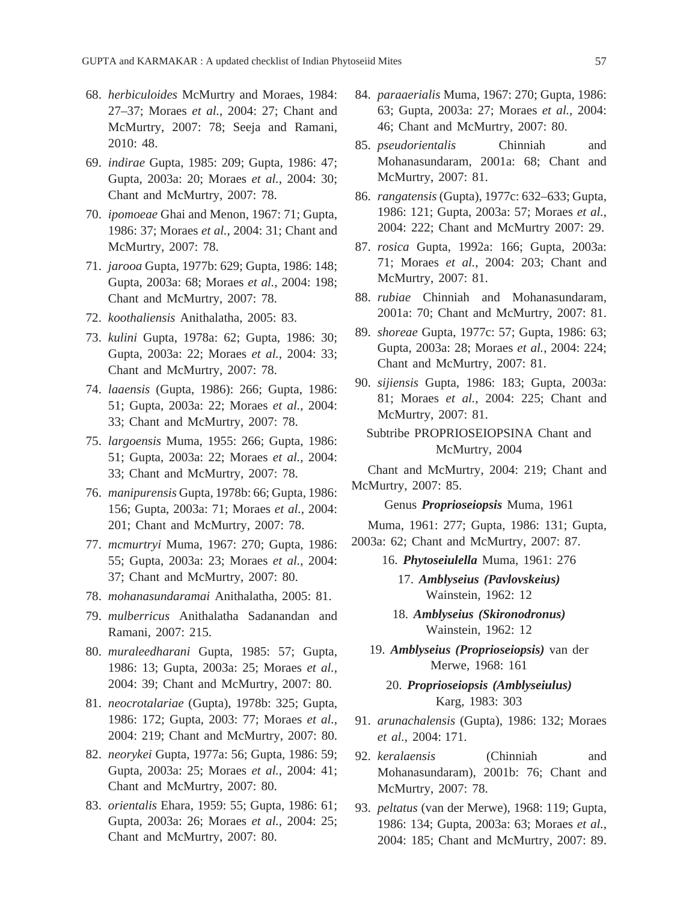68. *herbiculoides* McMurtry and Moraes, 1984: 27–37; Moraes *et al.*, 2004: 27; Chant and McMurtry, 2007: 78; Seeja and Ramani, 2010: 48.

69. *indirae* Gupta, 1985: 209; Gupta, 1986: 47; Gupta, 2003a: 20; Moraes *et al.*, 2004: 30; Chant and McMurtry, 2007: 78.

70. *ipomoeae* Ghai and Menon, 1967: 71; Gupta, 1986: 37; Moraes *et al.*, 2004: 31; Chant and McMurtry, 2007: 78.

71. *jarooa* Gupta, 1977b: 629; Gupta, 1986: 148; Gupta, 2003a: 68; Moraes *et al.*, 2004: 198; Chant and McMurtry, 2007: 78.

72. *koothaliensis* Anithalatha, 2005: 83.

73. *kulini* Gupta, 1978a: 62; Gupta, 1986: 30; Gupta, 2003a: 22; Moraes *et al.*, 2004: 33; Chant and McMurtry, 2007: 78.

74. *laaensis* (Gupta, 1986): 266; Gupta, 1986: 51; Gupta, 2003a: 22; Moraes *et al.*, 2004: 33; Chant and McMurtry, 2007: 78.

75. *largoensis* Muma, 1955: 266; Gupta, 1986: 51; Gupta, 2003a: 22; Moraes *et al.*, 2004: 33; Chant and McMurtry, 2007: 78.

76. *manipurensis* Gupta, 1978b: 66; Gupta, 1986: 156; Gupta, 2003a: 71; Moraes *et al.*, 2004: 201; Chant and McMurtry, 2007: 78.

77. *mcmurtryi* Muma, 1967: 270; Gupta, 1986: 55; Gupta, 2003a: 23; Moraes *et al.*, 2004: 37; Chant and McMurtry, 2007: 80.

78. *mohanasundaramai* Anithalatha, 2005: 81.

79. *mulberricus* Anithalatha Sadanandan and Ramani, 2007: 215.

80. *muraleedharani* Gupta, 1985: 57; Gupta, 1986: 13; Gupta, 2003a: 25; Moraes *et al.*, 2004: 39; Chant and McMurtry, 2007: 80.

81. *neocrotalariae* (Gupta), 1978b: 325; Gupta, 1986: 172; Gupta, 2003: 77; Moraes *et al.*, 2004: 219; Chant and McMurtry, 2007: 80.

82. *neorykei* Gupta, 1977a: 56; Gupta, 1986: 59; Gupta, 2003a: 25; Moraes *et al.*, 2004: 41; Chant and McMurtry, 2007: 80.

83. *orientalis* Ehara, 1959: 55; Gupta, 1986: 61; Gupta, 2003a: 26; Moraes *et al.*, 2004: 25; Chant and McMurtry, 2007: 80.

84. *paraaerialis* Muma, 1967: 270; Gupta, 1986: 63; Gupta, 2003a: 27; Moraes *et al.*, 2004: 46; Chant and McMurtry, 2007: 80.

85. *pseudorientalis* Chinniah and Mohanasundaram, 2001a: 68; Chant and McMurtry, 2007: 81.

86. *rangatensis* (Gupta), 1977c: 632–633; Gupta, 1986: 121; Gupta, 2003a: 57; Moraes *et al.*, 2004: 222; Chant and McMurtry 2007: 29.

87. *rosica* Gupta, 1992a: 166; Gupta, 2003a: 71; Moraes *et al.*, 2004: 203; Chant and McMurtry, 2007: 81.

88. *rubiae* Chinniah and Mohanasundaram, 2001a: 70; Chant and McMurtry, 2007: 81.

89. *shoreae* Gupta, 1977c: 57; Gupta, 1986: 63; Gupta, 2003a: 28; Moraes *et al.*, 2004: 224; Chant and McMurtry, 2007: 81.

90. *sijiensis* Gupta, 1986: 183; Gupta, 2003a: 81; Moraes *et al.*, 2004: 225; Chant and McMurtry, 2007: 81.

Subtribe PROPRIOSEIOPSINA Chant and McMurtry, 2004

Chant and McMurtry, 2004: 219; Chant and McMurtry, 2007: 85.

Genus ***Proprioseiopsis*** Muma, 1961

Muma, 1961: 277; Gupta, 1986: 131; Gupta, 2003a: 62; Chant and McMurtry, 2007: 87.

16. ***Phytoseiulella*** Muma, 1961: 276

17. ***Amblyseius (Pavlovskeius)*** Wainstein, 1962: 12

18. ***Amblyseius (Skironodronus)*** Wainstein, 1962: 12

19. ***Amblyseius (Proprioseiopsis)*** van der Merwe, 1968: 161

20. ***Proprioseiopsis (Amblyseiulus)*** Karg, 1983: 303

91. *arunachalensis* (Gupta), 1986: 132; Moraes *et al.*, 2004: 171.

92. *keralaensis* (Chinniah and Mohanasundaram), 2001b: 76; Chant and McMurtry, 2007: 78.

93. *peltatus* (van der Merwe), 1968: 119; Gupta, 1986: 134; Gupta, 2003a: 63; Moraes *et al.*, 2004: 185; Chant and McMurtry, 2007: 89.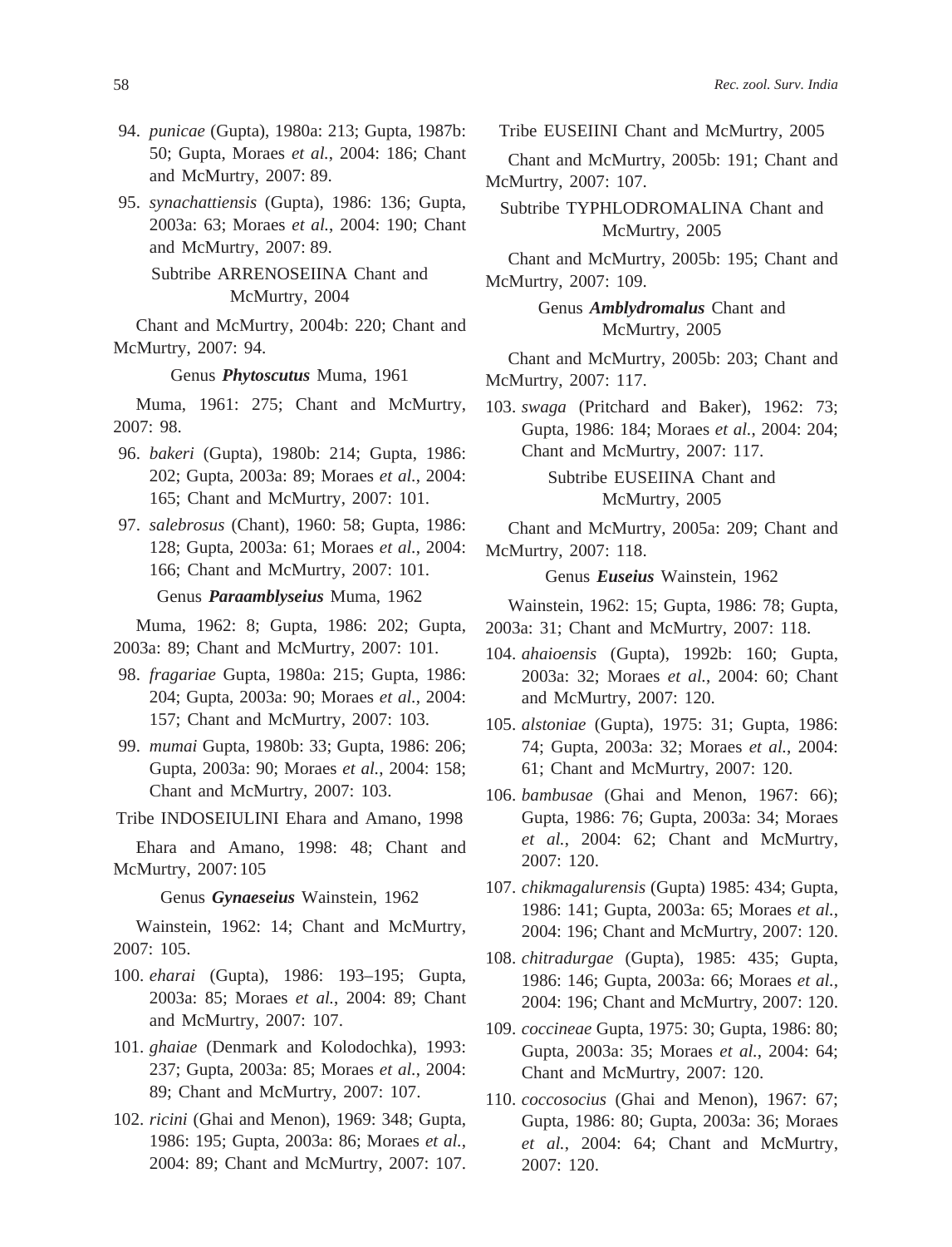94. *punicae* (Gupta), 1980a: 213; Gupta, 1987b: 50; Gupta, Moraes *et al.*, 2004: 186; Chant and McMurtry, 2007: 89.

95. *synachattiensis* (Gupta), 1986: 136; Gupta, 2003a: 63; Moraes *et al.*, 2004: 190; Chant and McMurtry, 2007: 89.

Subtribe ARRENOSEIINA Chant and McMurtry, 2004

Chant and McMurtry, 2004b: 220; Chant and McMurtry, 2007: 94.

Genus ***Phytoscutus*** Muma, 1961

Muma, 1961: 275; Chant and McMurtry, 2007: 98.

96. *bakeri* (Gupta), 1980b: 214; Gupta, 1986: 202; Gupta, 2003a: 89; Moraes *et al.*, 2004: 165; Chant and McMurtry, 2007: 101.

97. *salebrosus* (Chant), 1960: 58; Gupta, 1986: 128; Gupta, 2003a: 61; Moraes *et al.*, 2004: 166; Chant and McMurtry, 2007: 101.

Genus ***Paraamblyseius*** Muma, 1962

Muma, 1962: 8; Gupta, 1986: 202; Gupta, 2003a: 89; Chant and McMurtry, 2007: 101.

98. *fragariae* Gupta, 1980a: 215; Gupta, 1986: 204; Gupta, 2003a: 90; Moraes *et al.*, 2004: 157; Chant and McMurtry, 2007: 103.

99. *mumai* Gupta, 1980b: 33; Gupta, 1986: 206; Gupta, 2003a: 90; Moraes *et al.*, 2004: 158; Chant and McMurtry, 2007: 103.

Tribe INDOSEIULINI Ehara and Amano, 1998

Ehara and Amano, 1998: 48; Chant and McMurtry, 2007: 105

Genus ***Gynaeseius*** Wainstein, 1962

Wainstein, 1962: 14; Chant and McMurtry, 2007: 105.

100. *eharai* (Gupta), 1986: 193–195; Gupta, 2003a: 85; Moraes *et al.*, 2004: 89; Chant and McMurtry, 2007: 107.

101. *ghaiae* (Denmark and Kolodochka), 1993: 237; Gupta, 2003a: 85; Moraes *et al.*, 2004: 89; Chant and McMurtry, 2007: 107.

102. *ricini* (Ghai and Menon), 1969: 348; Gupta, 1986: 195; Gupta, 2003a: 86; Moraes *et al.*, 2004: 89; Chant and McMurtry, 2007: 107.

Tribe EUSEIINI Chant and McMurtry, 2005

Chant and McMurtry, 2005b: 191; Chant and McMurtry, 2007: 107.

Subtribe TYPHLODROMALINA Chant and McMurtry, 2005

Chant and McMurtry, 2005b: 195; Chant and McMurtry, 2007: 109.

Genus ***Amblydromalus*** Chant and McMurtry, 2005

Chant and McMurtry, 2005b: 203; Chant and McMurtry, 2007: 117.

103. *swaga* (Pritchard and Baker), 1962: 73; Gupta, 1986: 184; Moraes *et al.*, 2004: 204; Chant and McMurtry, 2007: 117.

Subtribe EUSEIINA Chant and McMurtry, 2005

Chant and McMurtry, 2005a: 209; Chant and McMurtry, 2007: 118.

Genus ***Euseius*** Wainstein, 1962

Wainstein, 1962: 15; Gupta, 1986: 78; Gupta, 2003a: 31; Chant and McMurtry, 2007: 118.

104. *ahaioensis* (Gupta), 1992b: 160; Gupta, 2003a: 32; Moraes *et al.*, 2004: 60; Chant and McMurtry, 2007: 120.

105. *alstoniae* (Gupta), 1975: 31; Gupta, 1986: 74; Gupta, 2003a: 32; Moraes *et al.*, 2004: 61; Chant and McMurtry, 2007: 120.

106. *bambusae* (Ghai and Menon, 1967: 66); Gupta, 1986: 76; Gupta, 2003a: 34; Moraes *et al.*, 2004: 62; Chant and McMurtry, 2007: 120.

107. *chikmagalurensis* (Gupta) 1985: 434; Gupta, 1986: 141; Gupta, 2003a: 65; Moraes *et al.*, 2004: 196; Chant and McMurtry, 2007: 120.

108. *chitradurgae* (Gupta), 1985: 435; Gupta, 1986: 146; Gupta, 2003a: 66; Moraes *et al.*, 2004: 196; Chant and McMurtry, 2007: 120.

109. *coccineae* Gupta, 1975: 30; Gupta, 1986: 80; Gupta, 2003a: 35; Moraes *et al.*, 2004: 64; Chant and McMurtry, 2007: 120.

110. *coccosocius* (Ghai and Menon), 1967: 67; Gupta, 1986: 80; Gupta, 2003a: 36; Moraes *et al.*, 2004: 64; Chant and McMurtry, 2007: 120.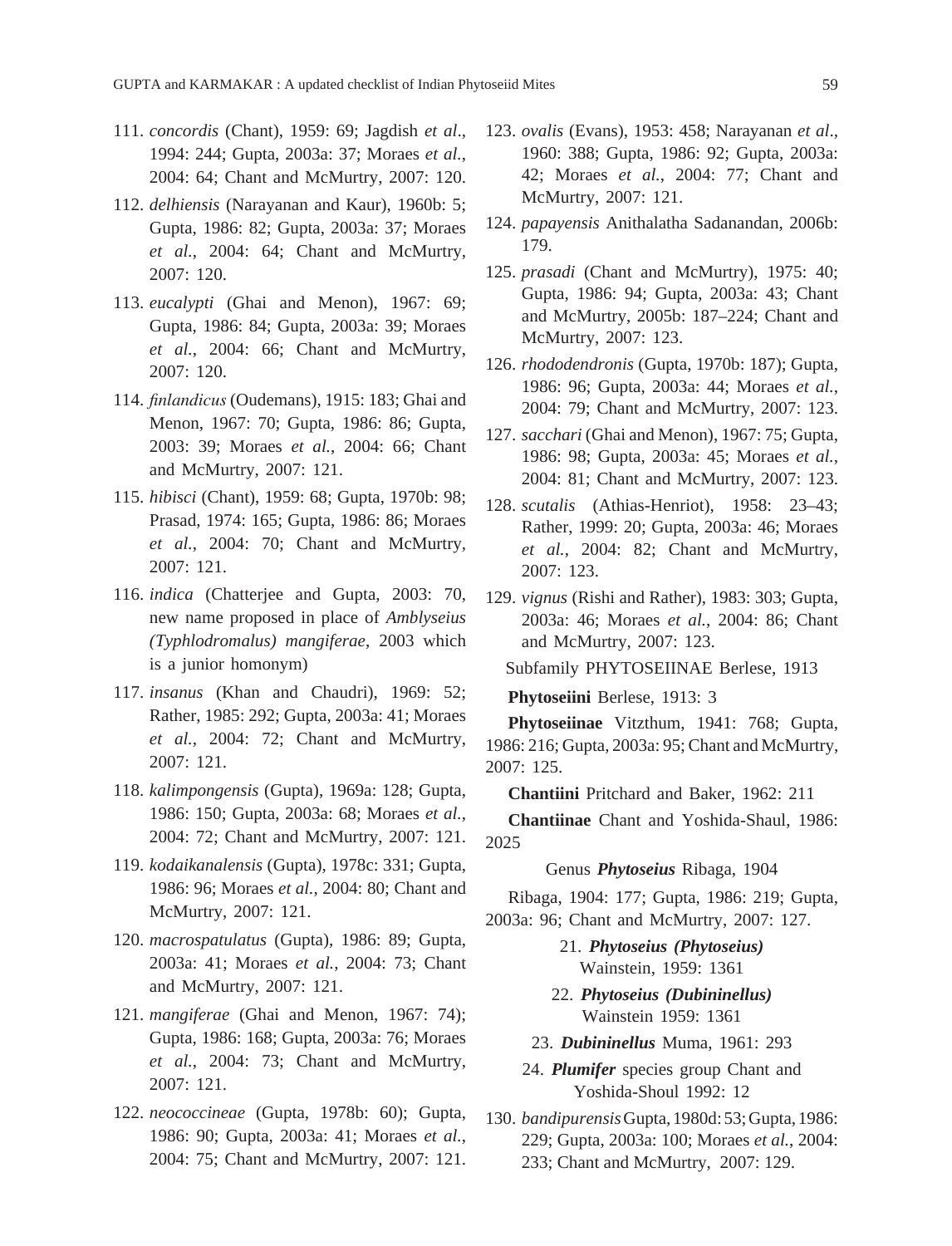111. *concordis* (Chant), 1959: 69; Jagdish *et al*., 1994: 244; Gupta, 2003a: 37; Moraes *et al.*, 2004: 64; Chant and McMurtry, 2007: 120.

112. *delhiensis* (Narayanan and Kaur), 1960b: 5; Gupta, 1986: 82; Gupta, 2003a: 37; Moraes *et al.*, 2004: 64; Chant and McMurtry, 2007: 120.

113. *eucalypti* (Ghai and Menon), 1967: 69; Gupta, 1986: 84; Gupta, 2003a: 39; Moraes *et al.*, 2004: 66; Chant and McMurtry, 2007: 120.

114. *finlandicus* (Oudemans), 1915: 183; Ghai and Menon, 1967: 70; Gupta, 1986: 86; Gupta, 2003: 39; Moraes *et al.*, 2004: 66; Chant and McMurtry, 2007: 121.

115. *hibisci* (Chant), 1959: 68; Gupta, 1970b: 98; Prasad, 1974: 165; Gupta, 1986: 86; Moraes *et al.*, 2004: 70; Chant and McMurtry, 2007: 121.

116. *indica* (Chatterjee and Gupta, 2003: 70, new name proposed in place of *Amblyseius (Typhlodromalus) mangiferae*, 2003 which is a junior homonym)

117. *insanus* (Khan and Chaudri), 1969: 52; Rather, 1985: 292; Gupta, 2003a: 41; Moraes *et al.*, 2004: 72; Chant and McMurtry, 2007: 121.

118. *kalimpongensis* (Gupta), 1969a: 128; Gupta, 1986: 150; Gupta, 2003a: 68; Moraes *et al.*, 2004: 72; Chant and McMurtry, 2007: 121.

119. *kodaikanalensis* (Gupta), 1978c: 331; Gupta, 1986: 96; Moraes *et al.*, 2004: 80; Chant and McMurtry, 2007: 121.

120. *macrospatulatus* (Gupta), 1986: 89; Gupta, 2003a: 41; Moraes *et al.*, 2004: 73; Chant and McMurtry, 2007: 121.

121. *mangiferae* (Ghai and Menon, 1967: 74); Gupta, 1986: 168; Gupta, 2003a: 76; Moraes *et al.*, 2004: 73; Chant and McMurtry, 2007: 121.

122. *neococcineae* (Gupta, 1978b: 60); Gupta, 1986: 90; Gupta, 2003a: 41; Moraes *et al.*, 2004: 75; Chant and McMurtry, 2007: 121.

123. *ovalis* (Evans), 1953: 458; Narayanan *et al*., 1960: 388; Gupta, 1986: 92; Gupta, 2003a: 42; Moraes *et al.*, 2004: 77; Chant and McMurtry, 2007: 121.

124. *papayensis* Anithalatha Sadanandan, 2006b: 179.

125. *prasadi* (Chant and McMurtry), 1975: 40; Gupta, 1986: 94; Gupta, 2003a: 43; Chant and McMurtry, 2005b: 187–224; Chant and McMurtry, 2007: 123.

126. *rhododendronis* (Gupta, 1970b: 187); Gupta, 1986: 96; Gupta, 2003a: 44; Moraes *et al.*, 2004: 79; Chant and McMurtry, 2007: 123.

127. *sacchari* (Ghai and Menon), 1967: 75; Gupta, 1986: 98; Gupta, 2003a: 45; Moraes *et al.*, 2004: 81; Chant and McMurtry, 2007: 123.

128. *scutalis* (Athias-Henriot), 1958: 23–43; Rather, 1999: 20; Gupta, 2003a: 46; Moraes *et al.*, 2004: 82; Chant and McMurtry, 2007: 123.

129. *vignus* (Rishi and Rather), 1983: 303; Gupta, 2003a: 46; Moraes *et al.*, 2004: 86; Chant and McMurtry, 2007: 123.

Subfamily PHYTOSEIINAE Berlese, 1913

**Phytoseiini** Berlese, 1913: 3

**Phytoseiinae** Vitzthum, 1941: 768; Gupta, 1986: 216; Gupta, 2003a: 95; Chant and McMurtry, 2007: 125.

**Chantiini** Pritchard and Baker, 1962: 211

**Chantiinae** Chant and Yoshida-Shaul, 1986: 2025

Genus ***Phytoseius*** Ribaga, 1904

Ribaga, 1904: 177; Gupta, 1986: 219; Gupta, 2003a: 96; Chant and McMurtry, 2007: 127.

21. ***Phytoseius (Phytoseius)*** Wainstein, 1959: 1361

22. ***Phytoseius (Dubininellus)*** Wainstein 1959: 1361

23. ***Dubininellus*** Muma, 1961: 293

24. ***Plumifer*** species group Chant and Yoshida-Shoul 1992: 12

130. *bandipurensis* Gupta, 1980d: 53; Gupta, 1986: 229; Gupta, 2003a: 100; Moraes *et al.*, 2004: 233; Chant and McMurtry, 2007: 129.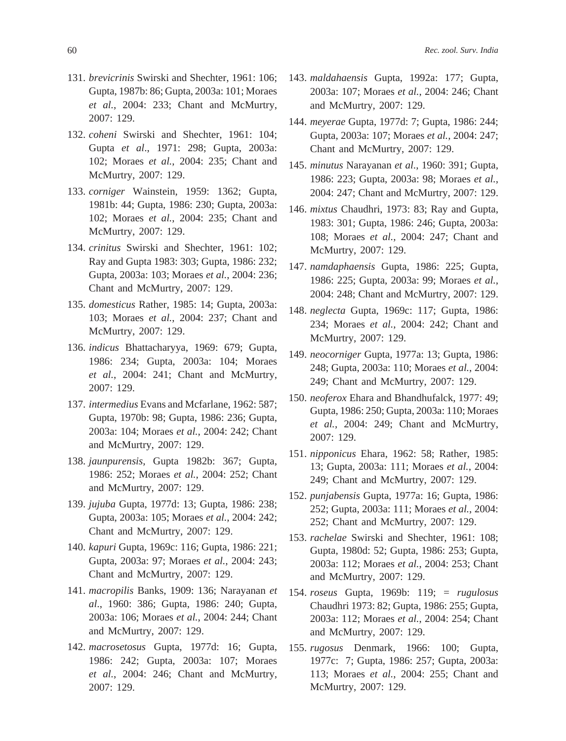131. *brevicrinis* Swirski and Shechter, 1961: 106; Gupta, 1987b: 86; Gupta, 2003a: 101; Moraes *et al.*, 2004: 233; Chant and McMurtry, 2007: 129.

132. *coheni* Swirski and Shechter, 1961: 104; Gupta *et al*., 1971: 298; Gupta, 2003a: 102; Moraes *et al.*, 2004: 235; Chant and McMurtry, 2007: 129.

133. *corniger* Wainstein, 1959: 1362; Gupta, 1981b: 44; Gupta, 1986: 230; Gupta, 2003a: 102; Moraes *et al.*, 2004: 235; Chant and McMurtry, 2007: 129.

134. *crinitus* Swirski and Shechter, 1961: 102; Ray and Gupta 1983: 303; Gupta, 1986: 232; Gupta, 2003a: 103; Moraes *et al.*, 2004: 236; Chant and McMurtry, 2007: 129.

135. *domesticus* Rather, 1985: 14; Gupta, 2003a: 103; Moraes *et al.*, 2004: 237; Chant and McMurtry, 2007: 129.

136. *indicus* Bhattacharyya, 1969: 679; Gupta, 1986: 234; Gupta, 2003a: 104; Moraes *et al.*, 2004: 241; Chant and McMurtry, 2007: 129.

137. *intermedius* Evans and Mcfarlane, 1962: 587; Gupta, 1970b: 98; Gupta, 1986: 236; Gupta, 2003a: 104; Moraes *et al.*, 2004: 242; Chant and McMurtry, 2007: 129.

138. *jaunpurensis*, Gupta 1982b: 367; Gupta, 1986: 252; Moraes *et al.*, 2004: 252; Chant and McMurtry, 2007: 129.

139. *jujuba* Gupta, 1977d: 13; Gupta, 1986: 238; Gupta, 2003a: 105; Moraes *et al.*, 2004: 242; Chant and McMurtry, 2007: 129.

140. *kapuri* Gupta, 1969c: 116; Gupta, 1986: 221; Gupta, 2003a: 97; Moraes *et al.*, 2004: 243; Chant and McMurtry, 2007: 129.

141. *macropilis* Banks, 1909: 136; Narayanan *et al*., 1960: 386; Gupta, 1986: 240; Gupta, 2003a: 106; Moraes *et al.*, 2004: 244; Chant and McMurtry, 2007: 129.

142. *macrosetosus* Gupta, 1977d: 16; Gupta, 1986: 242; Gupta, 2003a: 107; Moraes *et al.*, 2004: 246; Chant and McMurtry, 2007: 129.

143. *maldahaensis* Gupta, 1992a: 177; Gupta, 2003a: 107; Moraes *et al.*, 2004: 246; Chant and McMurtry, 2007: 129.

144. *meyerae* Gupta, 1977d: 7; Gupta, 1986: 244; Gupta, 2003a: 107; Moraes *et al.*, 2004: 247; Chant and McMurtry, 2007: 129.

145. *minutus* Narayanan *et al*., 1960: 391; Gupta, 1986: 223; Gupta, 2003a: 98; Moraes *et al.*, 2004: 247; Chant and McMurtry, 2007: 129.

146. *mixtus* Chaudhri, 1973: 83; Ray and Gupta, 1983: 301; Gupta, 1986: 246; Gupta, 2003a: 108; Moraes *et al.*, 2004: 247; Chant and McMurtry, 2007: 129.

147. *namdaphaensis* Gupta, 1986: 225; Gupta, 1986: 225; Gupta, 2003a: 99; Moraes *et al.*, 2004: 248; Chant and McMurtry, 2007: 129.

148. *neglecta* Gupta, 1969c: 117; Gupta, 1986: 234; Moraes *et al.*, 2004: 242; Chant and McMurtry, 2007: 129.

149. *neocorniger* Gupta, 1977a: 13; Gupta, 1986: 248; Gupta, 2003a: 110; Moraes *et al.*, 2004: 249; Chant and McMurtry, 2007: 129.

150. *neoferox* Ehara and Bhandhufalck, 1977: 49; Gupta, 1986: 250; Gupta, 2003a: 110; Moraes *et al.*, 2004: 249; Chant and McMurtry, 2007: 129.

151. *nipponicus* Ehara, 1962: 58; Rather, 1985: 13; Gupta, 2003a: 111; Moraes *et al.*, 2004: 249; Chant and McMurtry, 2007: 129.

152. *punjabensis* Gupta, 1977a: 16; Gupta, 1986: 252; Gupta, 2003a: 111; Moraes *et al.*, 2004: 252; Chant and McMurtry, 2007: 129.

153. *rachelae* Swirski and Shechter, 1961: 108; Gupta, 1980d: 52; Gupta, 1986: 253; Gupta, 2003a: 112; Moraes *et al.*, 2004: 253; Chant and McMurtry, 2007: 129.

154. *roseus* Gupta, 1969b: 119; = *rugulosus* Chaudhri 1973: 82; Gupta, 1986: 255; Gupta, 2003a: 112; Moraes *et al.*, 2004: 254; Chant and McMurtry, 2007: 129.

155. *rugosus* Denmark, 1966: 100; Gupta, 1977c: 7; Gupta, 1986: 257; Gupta, 2003a: 113; Moraes *et al.*, 2004: 255; Chant and McMurtry, 2007: 129.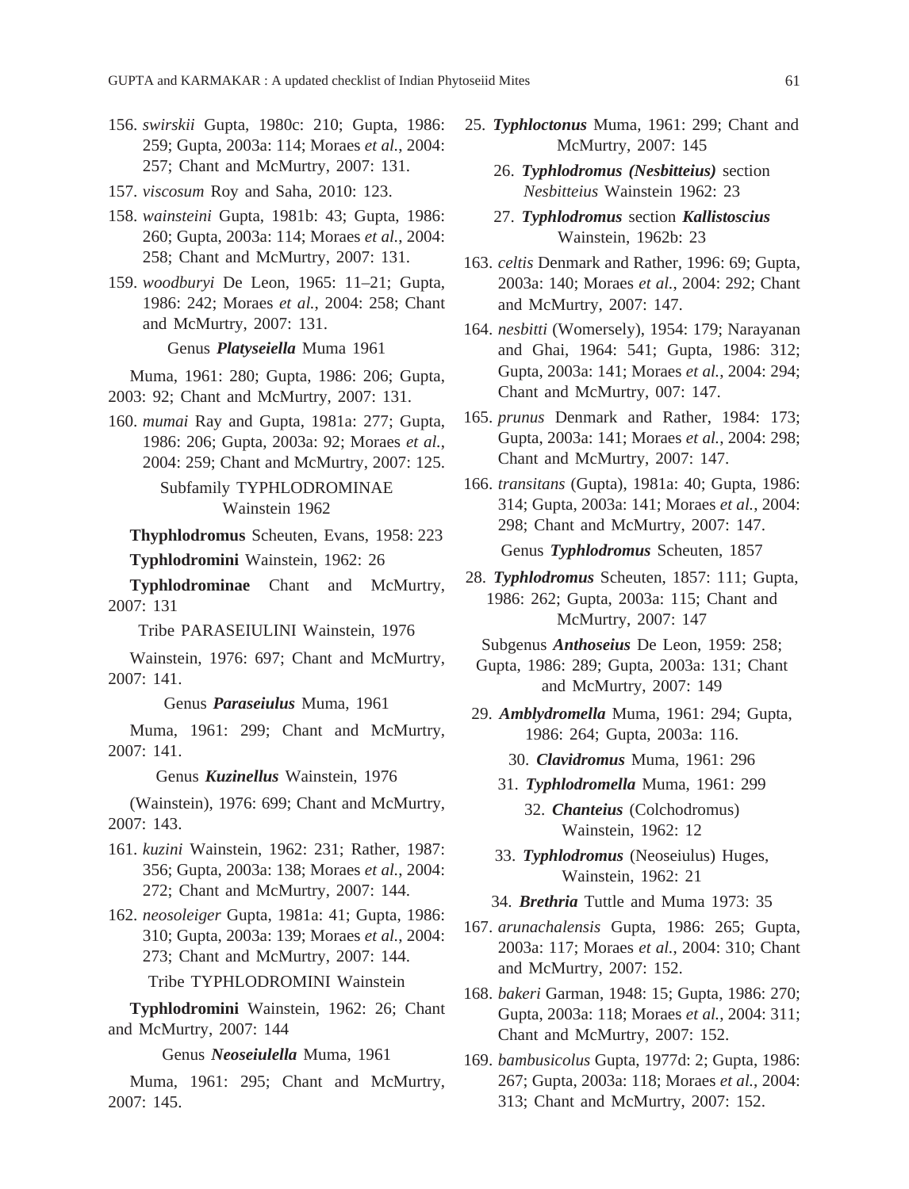156. *swirskii* Gupta, 1980c: 210; Gupta, 1986: 259; Gupta, 2003a: 114; Moraes *et al.*, 2004: 257; Chant and McMurtry, 2007: 131.

157. *viscosum* Roy and Saha, 2010: 123.

158. *wainsteini* Gupta, 1981b: 43; Gupta, 1986: 260; Gupta, 2003a: 114; Moraes *et al.*, 2004: 258; Chant and McMurtry, 2007: 131.

159. *woodburyi* De Leon, 1965: 11–21; Gupta, 1986: 242; Moraes *et al.*, 2004: 258; Chant and McMurtry, 2007: 131.

Genus ***Platyseiella*** Muma 1961

Muma, 1961: 280; Gupta, 1986: 206; Gupta, 2003: 92; Chant and McMurtry, 2007: 131.

160. *mumai* Ray and Gupta, 1981a: 277; Gupta, 1986: 206; Gupta, 2003a: 92; Moraes *et al.*, 2004: 259; Chant and McMurtry, 2007: 125.

Subfamily TYPHLODROMINAE Wainstein 1962

**Thyphlodromus** Scheuten, Evans, 1958: 223

**Typhlodromini** Wainstein, 1962: 26

**Typhlodrominae** Chant and McMurtry, 2007: 131

Tribe PARASEIULINI Wainstein, 1976

Wainstein, 1976: 697; Chant and McMurtry, 2007: 141.

Genus ***Paraseiulus*** Muma, 1961

Muma, 1961: 299; Chant and McMurtry, 2007: 141.

Genus ***Kuzinellus*** Wainstein, 1976

(Wainstein), 1976: 699; Chant and McMurtry, 2007: 143.

161. *kuzini* Wainstein, 1962: 231; Rather, 1987: 356; Gupta, 2003a: 138; Moraes *et al.*, 2004: 272; Chant and McMurtry, 2007: 144.

162. *neosoleiger* Gupta, 1981a: 41; Gupta, 1986: 310; Gupta, 2003a: 139; Moraes *et al.*, 2004: 273; Chant and McMurtry, 2007: 144.

Tribe TYPHLODROMINI Wainstein

**Typhlodromini** Wainstein, 1962: 26; Chant and McMurtry, 2007: 144

Genus ***Neoseiulella*** Muma, 1961

Muma, 1961: 295; Chant and McMurtry, 2007: 145.

25. ***Typhloctonus*** Muma, 1961: 299; Chant and McMurtry, 2007: 145

26. ***Typhlodromus (Nesbitteius)*** section *Nesbitteius* Wainstein 1962: 23

27. ***Typhlodromus*** section ***Kallistoscius*** Wainstein, 1962b: 23

163. *celtis* Denmark and Rather, 1996: 69; Gupta, 2003a: 140; Moraes *et al.*, 2004: 292; Chant and McMurtry, 2007: 147.

164. *nesbitti* (Womersely), 1954: 179; Narayanan and Ghai, 1964: 541; Gupta, 1986: 312; Gupta, 2003a: 141; Moraes *et al.*, 2004: 294; Chant and McMurtry, 007: 147.

165. *prunus* Denmark and Rather, 1984: 173; Gupta, 2003a: 141; Moraes *et al.*, 2004: 298; Chant and McMurtry, 2007: 147.

166. *transitans* (Gupta), 1981a: 40; Gupta, 1986: 314; Gupta, 2003a: 141; Moraes *et al.*, 2004: 298; Chant and McMurtry, 2007: 147.

Genus ***Typhlodromus*** Scheuten, 1857

28. ***Typhlodromus*** Scheuten, 1857: 111; Gupta, 1986: 262; Gupta, 2003a: 115; Chant and McMurtry, 2007: 147

Subgenus ***Anthoseius*** De Leon, 1959: 258; Gupta, 1986: 289; Gupta, 2003a: 131; Chant and McMurtry, 2007: 149

29. ***Amblydromella*** Muma, 1961: 294; Gupta, 1986: 264; Gupta, 2003a: 116.

30. ***Clavidromus*** Muma, 1961: 296

31. ***Typhlodromella*** Muma, 1961: 299

32. ***Chanteius*** (Colchodromus) Wainstein, 1962: 12

33. ***Typhlodromus*** (Neoseiulus) Huges, Wainstein, 1962: 21

34. ***Brethria*** Tuttle and Muma 1973: 35

167. *arunachalensis* Gupta, 1986: 265; Gupta, 2003a: 117; Moraes *et al.*, 2004: 310; Chant and McMurtry, 2007: 152.

168. *bakeri* Garman, 1948: 15; Gupta, 1986: 270; Gupta, 2003a: 118; Moraes *et al.*, 2004: 311; Chant and McMurtry, 2007: 152.

169. *bambusicolus* Gupta, 1977d: 2; Gupta, 1986: 267; Gupta, 2003a: 118; Moraes *et al.*, 2004: 313; Chant and McMurtry, 2007: 152.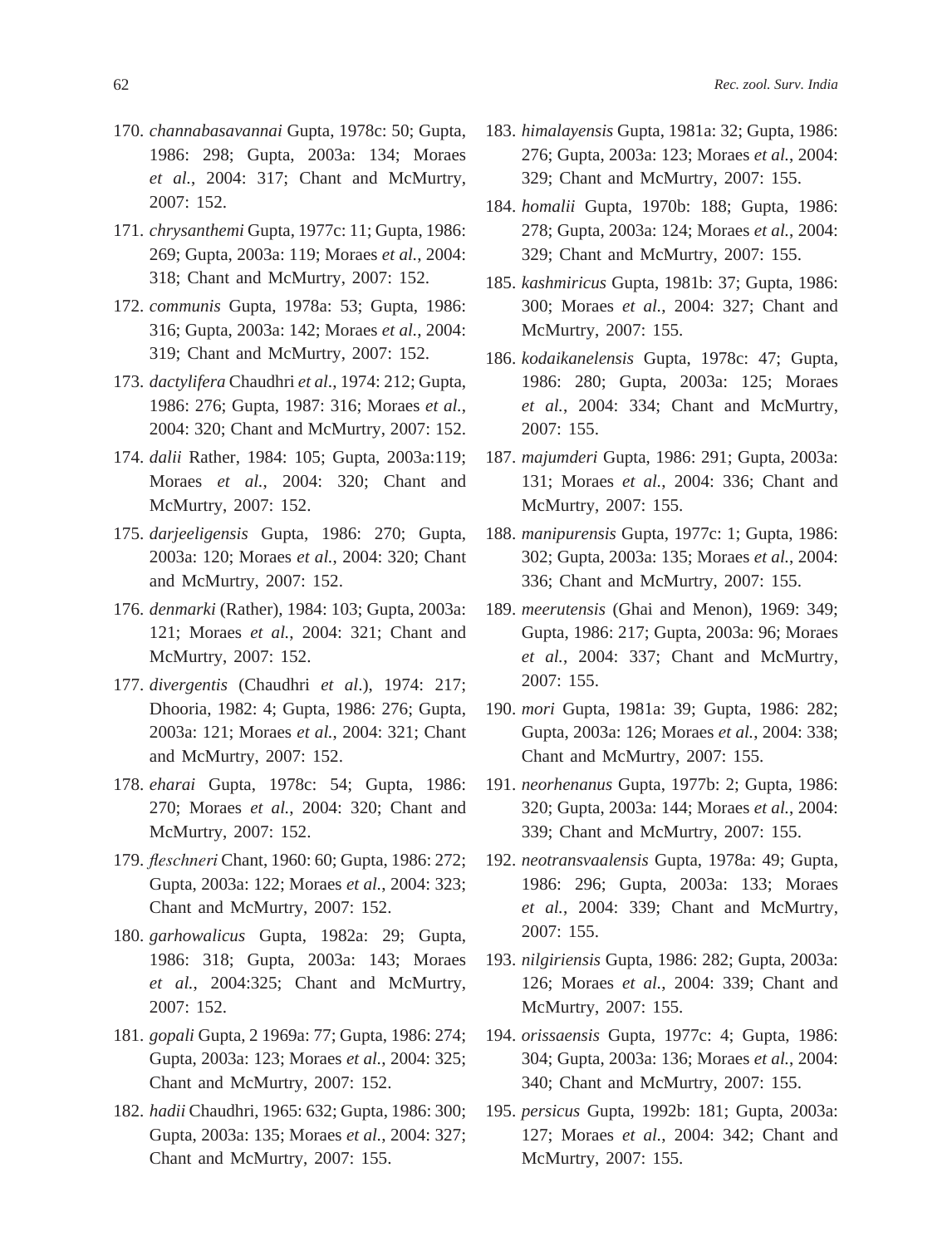170. *channabasavannai* Gupta, 1978c: 50; Gupta, 1986: 298; Gupta, 2003a: 134; Moraes *et al.*, 2004: 317; Chant and McMurtry, 2007: 152.

171. *chrysanthemi* Gupta, 1977c: 11; Gupta, 1986: 269; Gupta, 2003a: 119; Moraes *et al.*, 2004: 318; Chant and McMurtry, 2007: 152.

172. *communis* Gupta, 1978a: 53; Gupta, 1986: 316; Gupta, 2003a: 142; Moraes *et al.*, 2004: 319; Chant and McMurtry, 2007: 152.

173. *dactylifera* Chaudhri *et al.*, 1974: 212; Gupta, 1986: 276; Gupta, 1987: 316; Moraes *et al.*, 2004: 320; Chant and McMurtry, 2007: 152.

174. *dalii* Rather, 1984: 105; Gupta, 2003a:119; Moraes *et al.*, 2004: 320; Chant and McMurtry, 2007: 152.

175. *darjeeligensis* Gupta, 1986: 270; Gupta, 2003a: 120; Moraes *et al.*, 2004: 320; Chant and McMurtry, 2007: 152.

176. *denmarki* (Rather), 1984: 103; Gupta, 2003a: 121; Moraes *et al.*, 2004: 321; Chant and McMurtry, 2007: 152.

177. *divergentis* (Chaudhri *et al*.), 1974: 217; Dhooria, 1982: 4; Gupta, 1986: 276; Gupta, 2003a: 121; Moraes *et al.*, 2004: 321; Chant and McMurtry, 2007: 152.

178. *eharai* Gupta, 1978c: 54; Gupta, 1986: 270; Moraes *et al.*, 2004: 320; Chant and McMurtry, 2007: 152.

179. *fleschneri* Chant, 1960: 60; Gupta, 1986: 272; Gupta, 2003a: 122; Moraes *et al.*, 2004: 323; Chant and McMurtry, 2007: 152.

180. *garhowalicus* Gupta, 1982a: 29; Gupta, 1986: 318; Gupta, 2003a: 143; Moraes *et al.*, 2004:325; Chant and McMurtry, 2007: 152.

181. *gopali* Gupta, 2 1969a: 77; Gupta, 1986: 274; Gupta, 2003a: 123; Moraes *et al.*, 2004: 325; Chant and McMurtry, 2007: 152.

182. *hadii* Chaudhri, 1965: 632; Gupta, 1986: 300; Gupta, 2003a: 135; Moraes *et al.*, 2004: 327; Chant and McMurtry, 2007: 155.

183. *himalayensis* Gupta, 1981a: 32; Gupta, 1986: 276; Gupta, 2003a: 123; Moraes *et al.*, 2004: 329; Chant and McMurtry, 2007: 155.

184. *homalii* Gupta, 1970b: 188; Gupta, 1986: 278; Gupta, 2003a: 124; Moraes *et al.*, 2004: 329; Chant and McMurtry, 2007: 155.

185. *kashmiricus* Gupta, 1981b: 37; Gupta, 1986: 300; Moraes *et al.*, 2004: 327; Chant and McMurtry, 2007: 155.

186. *kodaikanelensis* Gupta, 1978c: 47; Gupta, 1986: 280; Gupta, 2003a: 125; Moraes *et al.*, 2004: 334; Chant and McMurtry, 2007: 155.

187. *majumderi* Gupta, 1986: 291; Gupta, 2003a: 131; Moraes *et al.*, 2004: 336; Chant and McMurtry, 2007: 155.

188. *manipurensis* Gupta, 1977c: 1; Gupta, 1986: 302; Gupta, 2003a: 135; Moraes *et al.*, 2004: 336; Chant and McMurtry, 2007: 155.

189. *meerutensis* (Ghai and Menon), 1969: 349; Gupta, 1986: 217; Gupta, 2003a: 96; Moraes *et al.*, 2004: 337; Chant and McMurtry, 2007: 155.

190. *mori* Gupta, 1981a: 39; Gupta, 1986: 282; Gupta, 2003a: 126; Moraes *et al.*, 2004: 338; Chant and McMurtry, 2007: 155.

191. *neorhenanus* Gupta, 1977b: 2; Gupta, 1986: 320; Gupta, 2003a: 144; Moraes *et al.*, 2004: 339; Chant and McMurtry, 2007: 155.

192. *neotransvaalensis* Gupta, 1978a: 49; Gupta, 1986: 296; Gupta, 2003a: 133; Moraes *et al.*, 2004: 339; Chant and McMurtry, 2007: 155.

193. *nilgiriensis* Gupta, 1986: 282; Gupta, 2003a: 126; Moraes *et al.*, 2004: 339; Chant and McMurtry, 2007: 155.

194. *orissaensis* Gupta, 1977c: 4; Gupta, 1986: 304; Gupta, 2003a: 136; Moraes *et al.*, 2004: 340; Chant and McMurtry, 2007: 155.

195. *persicus* Gupta, 1992b: 181; Gupta, 2003a: 127; Moraes *et al.*, 2004: 342; Chant and McMurtry, 2007: 155.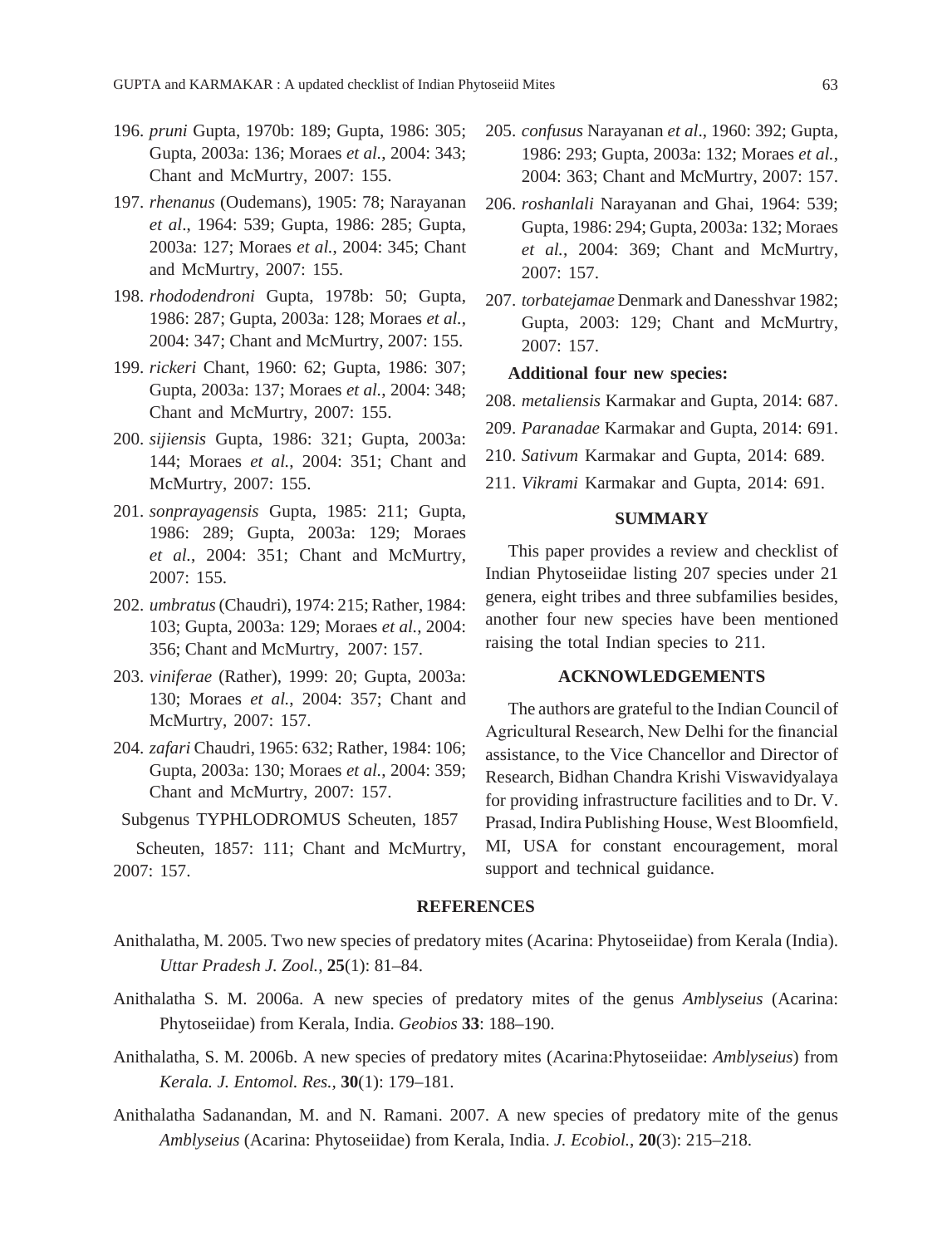196. *pruni* Gupta, 1970b: 189; Gupta, 1986: 305; Gupta, 2003a: 136; Moraes *et al.*, 2004: 343; Chant and McMurtry, 2007: 155.

197. *rhenanus* (Oudemans), 1905: 78; Narayanan *et al*., 1964: 539; Gupta, 1986: 285; Gupta, 2003a: 127; Moraes *et al.*, 2004: 345; Chant and McMurtry, 2007: 155.

198. *rhododendroni* Gupta, 1978b: 50; Gupta, 1986: 287; Gupta, 2003a: 128; Moraes *et al.*, 2004: 347; Chant and McMurtry, 2007: 155.

199. *rickeri* Chant, 1960: 62; Gupta, 1986: 307; Gupta, 2003a: 137; Moraes *et al.*, 2004: 348; Chant and McMurtry, 2007: 155.

200. *sijiensis* Gupta, 1986: 321; Gupta, 2003a: 144; Moraes *et al.*, 2004: 351; Chant and McMurtry, 2007: 155.

201. *sonprayagensis* Gupta, 1985: 211; Gupta, 1986: 289; Gupta, 2003a: 129; Moraes *et al.*, 2004: 351; Chant and McMurtry, 2007: 155.

202. *umbratus* (Chaudri), 1974: 215; Rather, 1984: 103; Gupta, 2003a: 129; Moraes *et al.*, 2004: 356; Chant and McMurtry, 2007: 157.

203. *viniferae* (Rather), 1999: 20; Gupta, 2003a: 130; Moraes *et al.*, 2004: 357; Chant and McMurtry, 2007: 157.

204. *zafari* Chaudri, 1965: 632; Rather, 1984: 106; Gupta, 2003a: 130; Moraes *et al.*, 2004: 359; Chant and McMurtry, 2007: 157.

Subgenus TYPHLODROMUS Scheuten, 1857

Scheuten, 1857: 111; Chant and McMurtry, 2007: 157.

205. *confusus* Narayanan *et al*., 1960: 392; Gupta, 1986: 293; Gupta, 2003a: 132; Moraes *et al.*, 2004: 363; Chant and McMurtry, 2007: 157.

206. *roshanlali* Narayanan and Ghai, 1964: 539; Gupta, 1986: 294; Gupta, 2003a: 132; Moraes *et al.*, 2004: 369; Chant and McMurtry, 2007: 157.

207. *torbatejamae* Denmark and Danesshvar 1982; Gupta, 2003: 129; Chant and McMurtry, 2007: 157.

**Additional four new species:**

208. *metaliensis* Karmakar and Gupta, 2014: 687.

209. *Paranadae* Karmakar and Gupta, 2014: 691.

210. *Sativum* Karmakar and Gupta, 2014: 689.

211. *Vikrami* Karmakar and Gupta, 2014: 691.

## SUMMARY

This paper provides a review and checklist of Indian Phytoseiidae listing 207 species under 21 genera, eight tribes and three subfamilies besides, another four new species have been mentioned raising the total Indian species to 211.

## ACKNOWLEDGEMENTS

The authors are grateful to the Indian Council of Agricultural Research, New Delhi for the financial assistance, to the Vice Chancellor and Director of Research, Bidhan Chandra Krishi Viswavidyalaya for providing infrastructure facilities and to Dr. V. Prasad, Indira Publishing House, West Bloomfield, MI, USA for constant encouragement, moral support and technical guidance.

## REFERENCES

Anithalatha, M. 2005. Two new species of predatory mites (Acarina: Phytoseiidae) from Kerala (India). *Uttar Pradesh J. Zool.,* **25**(1): 81–84.

Anithalatha S. M. 2006a. A new species of predatory mites of the genus *Amblyseius* (Acarina: Phytoseiidae) from Kerala, India. *Geobios* **33**: 188–190.

Anithalatha, S. M. 2006b. A new species of predatory mites (Acarina:Phytoseiidae: *Amblyseius*) from *Kerala. J. Entomol. Res.,* **30**(1): 179–181.

Anithalatha Sadanandan, M. and N. Ramani. 2007. A new species of predatory mite of the genus *Amblyseius* (Acarina: Phytoseiidae) from Kerala, India. *J. Ecobiol.*, **20**(3): 215–218.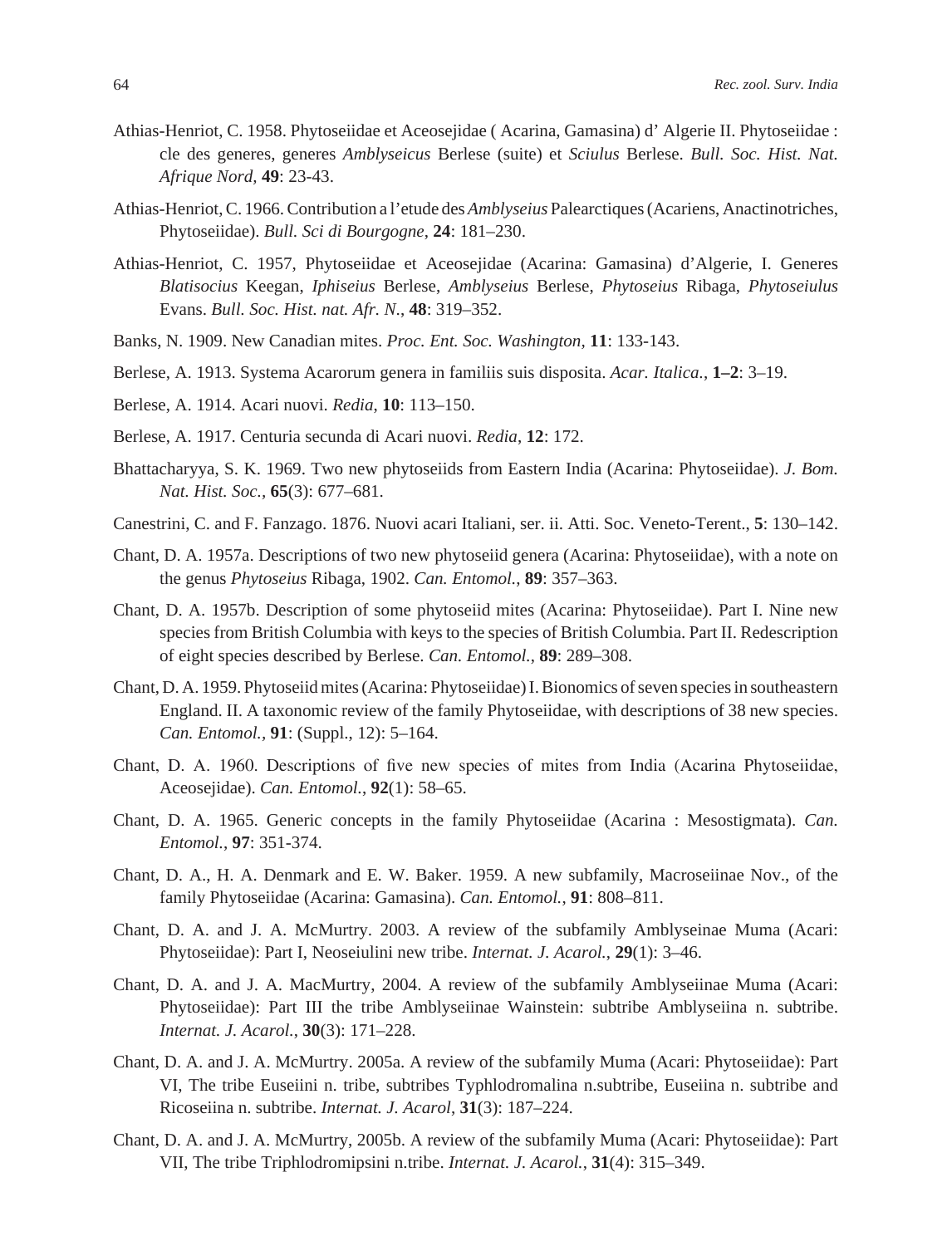Athias-Henriot, C. 1958. Phytoseiidae et Aceosejidae ( Acarina, Gamasina) d' Algerie II. Phytoseiidae : cle des generes, generes *Amblyseicus* Berlese (suite) et *Sciulus* Berlese. *Bull. Soc. Hist. Nat. Afrique Nord*, **49**: 23-43.

Athias-Henriot, C. 1966. Contribution a l'etude des *Amblyseius* Palearctiques (Acariens, Anactinotriches, Phytoseiidae). *Bull. Sci di Bourgogne*, **24**: 181–230.

Athias-Henriot, C. 1957, Phytoseiidae et Aceosejidae (Acarina: Gamasina) d'Algerie, I. Generes *Blatisocius* Keegan, *Iphiseius* Berlese, *Amblyseius* Berlese, *Phytoseius* Ribaga, *Phytoseiulus* Evans. *Bull. Soc. Hist. nat. Afr. N.*, **48**: 319–352.

Banks, N. 1909. New Canadian mites. *Proc. Ent. Soc. Washington*, **11**: 133-143.

Berlese, A. 1913. Systema Acarorum genera in familiis suis disposita. *Acar. Italica.*, **1–2**: 3–19.

Berlese, A. 1914. Acari nuovi. *Redia*, **10**: 113–150.

Berlese, A. 1917. Centuria secunda di Acari nuovi. *Redia*, **12**: 172.

Bhattacharyya, S. K. 1969. Two new phytoseiids from Eastern India (Acarina: Phytoseiidae). *J. Bom. Nat. Hist. Soc.*, **65**(3): 677–681.

Canestrini, C. and F. Fanzago. 1876. Nuovi acari Italiani, ser. ii. Atti. Soc. Veneto-Terent., **5**: 130–142.

Chant, D. A. 1957a. Descriptions of two new phytoseiid genera (Acarina: Phytoseiidae), with a note on the genus *Phytoseius* Ribaga, 1902. *Can. Entomol.*, **89**: 357–363.

Chant, D. A. 1957b. Description of some phytoseiid mites (Acarina: Phytoseiidae). Part I. Nine new species from British Columbia with keys to the species of British Columbia. Part II. Redescription of eight species described by Berlese. *Can. Entomol.*, **89**: 289–308.

Chant, D. A. 1959. Phytoseiid mites (Acarina: Phytoseiidae) I. Bionomics of seven species in southeastern England. II. A taxonomic review of the family Phytoseiidae, with descriptions of 38 new species. *Can. Entomol.*, **91**: (Suppl., 12): 5–164.

Chant, D. A. 1960. Descriptions of five new species of mites from India (Acarina Phytoseiidae, Aceosejidae). *Can. Entomol.*, **92**(1): 58–65.

Chant, D. A. 1965. Generic concepts in the family Phytoseiidae (Acarina : Mesostigmata). *Can. Entomol.*, **97**: 351-374.

Chant, D. A., H. A. Denmark and E. W. Baker. 1959. A new subfamily, Macroseiinae Nov., of the family Phytoseiidae (Acarina: Gamasina). *Can. Entomol.*, **91**: 808–811.

Chant, D. A. and J. A. McMurtry. 2003. A review of the subfamily Amblyseinae Muma (Acari: Phytoseiidae): Part I, Neoseiulini new tribe. *Internat. J. Acarol.*, **29**(1): 3–46.

Chant, D. A. and J. A. MacMurtry, 2004. A review of the subfamily Amblyseiinae Muma (Acari: Phytoseiidae): Part III the tribe Amblyseiinae Wainstein: subtribe Amblyseiina n. subtribe. *Internat. J. Acarol.*, **30**(3): 171–228.

Chant, D. A. and J. A. McMurtry. 2005a. A review of the subfamily Muma (Acari: Phytoseiidae): Part VI, The tribe Euseiini n. tribe, subtribes Typhlodromalina n.subtribe, Euseiina n. subtribe and Ricoseiina n. subtribe. *Internat. J. Acarol*, **31**(3): 187–224.

Chant, D. A. and J. A. McMurtry, 2005b. A review of the subfamily Muma (Acari: Phytoseiidae): Part VII, The tribe Triphlodromipsini n.tribe. *Internat. J. Acarol.*, **31**(4): 315–349.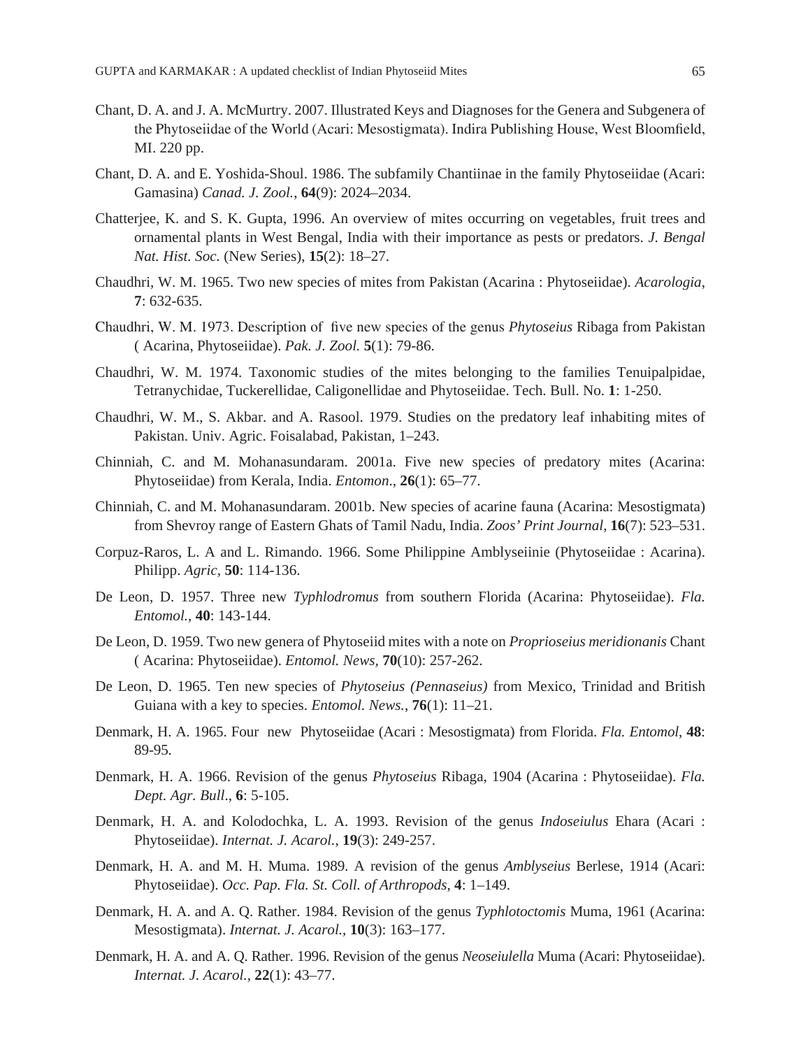Chant, D. A. and J. A. McMurtry. 2007. Illustrated Keys and Diagnoses for the Genera and Subgenera of the Phytoseiidae of the World (Acari: Mesostigmata). Indira Publishing House, West Bloomfield, MI. 220 pp.

Chant, D. A. and E. Yoshida-Shoul. 1986. The subfamily Chantiinae in the family Phytoseiidae (Acari: Gamasina) *Canad. J. Zool.*, **64**(9): 2024–2034.

Chatterjee, K. and S. K. Gupta, 1996. An overview of mites occurring on vegetables, fruit trees and ornamental plants in West Bengal, India with their importance as pests or predators. *J. Bengal Nat. Hist. Soc.* (New Series), **15**(2): 18–27.

Chaudhri, W. M. 1965. Two new species of mites from Pakistan (Acarina : Phytoseiidae). *Acarologia*, **7**: 632-635.

Chaudhri, W. M. 1973. Description of five new species of the genus *Phytoseius* Ribaga from Pakistan ( Acarina, Phytoseiidae). *Pak. J. Zool.* **5**(1): 79-86.

Chaudhri, W. M. 1974. Taxonomic studies of the mites belonging to the families Tenuipalpidae, Tetranychidae, Tuckerellidae, Caligonellidae and Phytoseiidae. Tech. Bull. No. **1**: 1-250.

Chaudhri, W. M., S. Akbar. and A. Rasool. 1979. Studies on the predatory leaf inhabiting mites of Pakistan. Univ. Agric. Foisalabad, Pakistan, 1–243.

Chinniah, C. and M. Mohanasundaram. 2001a. Five new species of predatory mites (Acarina: Phytoseiidae) from Kerala, India. *Entomon*., **26**(1): 65–77.

Chinniah, C. and M. Mohanasundaram. 2001b. New species of acarine fauna (Acarina: Mesostigmata) from Shevroy range of Eastern Ghats of Tamil Nadu, India. *Zoos' Print Journal*, **16**(7): 523–531.

Corpuz-Raros, L. A and L. Rimando. 1966. Some Philippine Amblyseiinie (Phytoseiidae : Acarina). Philipp. *Agric*, **50**: 114-136.

De Leon, D. 1957. Three new *Typhlodromus* from southern Florida (Acarina: Phytoseiidae). *Fla. Entomol.*, **40**: 143-144.

De Leon, D. 1959. Two new genera of Phytoseiid mites with a note on *Proprioseius meridionanis* Chant ( Acarina: Phytoseiidae). *Entomol. News*, **70**(10): 257-262.

De Leon, D. 1965. Ten new species of *Phytoseius (Pennaseius)* from Mexico, Trinidad and British Guiana with a key to species. *Entomol. News.*, **76**(1): 11–21.

Denmark, H. A. 1965. Four new Phytoseiidae (Acari : Mesostigmata) from Florida. *Fla. Entomol*, **48**: 89-95.

Denmark, H. A. 1966. Revision of the genus *Phytoseius* Ribaga, 1904 (Acarina : Phytoseiidae). *Fla. Dept. Agr. Bull*., **6**: 5-105.

Denmark, H. A. and Kolodochka, L. A. 1993. Revision of the genus *Indoseiulus* Ehara (Acari : Phytoseiidae). *Internat. J. Acarol.*, **19**(3): 249-257.

Denmark, H. A. and M. H. Muma. 1989. A revision of the genus *Amblyseius* Berlese, 1914 (Acari: Phytoseiidae). *Occ. Pap. Fla. St. Coll. of Arthropods*, **4**: 1–149.

Denmark, H. A. and A. Q. Rather. 1984. Revision of the genus *Typhlotoctomis* Muma, 1961 (Acarina: Mesostigmata). *Internat. J. Acarol.*, **10**(3): 163–177.

Denmark, H. A. and A. Q. Rather. 1996. Revision of the genus *Neoseiulella* Muma (Acari: Phytoseiidae). *Internat. J. Acarol.*, **22**(1): 43–77.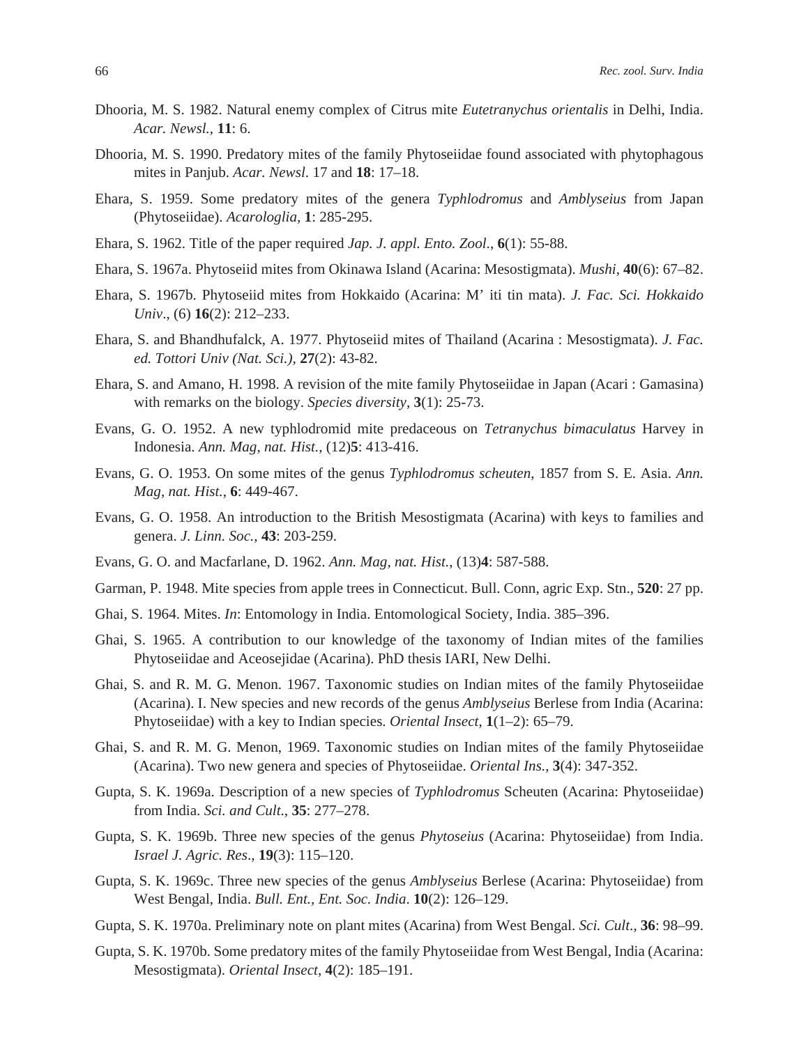Dhooria, M. S. 1982. Natural enemy complex of Citrus mite *Eutetranychus orientalis* in Delhi, India. *Acar. Newsl.*, **11**: 6.

Dhooria, M. S. 1990. Predatory mites of the family Phytoseiidae found associated with phytophagous mites in Panjub. *Acar. Newsl.* 17 and **18**: 17–18.

Ehara, S. 1959. Some predatory mites of the genera *Typhlodromus* and *Amblyseius* from Japan (Phytoseiidae). *Acarologlia,* **1**: 285-295.

Ehara, S. 1962. Title of the paper required *Jap. J. appl. Ento. Zool.*, **6**(1): 55-88.

Ehara, S. 1967a. Phytoseiid mites from Okinawa Island (Acarina: Mesostigmata). *Mushi*, **40**(6): 67–82.

Ehara, S. 1967b. Phytoseiid mites from Hokkaido (Acarina: M' iti tin mata). *J. Fac. Sci. Hokkaido Univ*., (6) **16**(2): 212–233.

Ehara, S. and Bhandhufalck, A. 1977. Phytoseiid mites of Thailand (Acarina : Mesostigmata). *J. Fac. ed. Tottori Univ (Nat. Sci.)*, **27**(2): 43-82.

Ehara, S. and Amano, H. 1998. A revision of the mite family Phytoseiidae in Japan (Acari : Gamasina) with remarks on the biology. *Species diversity*, **3**(1): 25-73.

Evans, G. O. 1952. A new typhlodromid mite predaceous on *Tetranychus bimaculatus* Harvey in Indonesia. *Ann. Mag, nat. Hist.*, (12)**5**: 413-416.

Evans, G. O. 1953. On some mites of the genus *Typhlodromus scheuten*, 1857 from S. E. Asia. *Ann. Mag, nat. Hist.*, **6**: 449-467.

Evans, G. O. 1958. An introduction to the British Mesostigmata (Acarina) with keys to families and genera. *J. Linn. Soc.*, **43**: 203-259.

Evans, G. O. and Macfarlane, D. 1962. *Ann. Mag, nat. Hist.*, (13)**4**: 587-588.

Garman, P. 1948. Mite species from apple trees in Connecticut. Bull. Conn, agric Exp. Stn., **520**: 27 pp.

Ghai, S. 1964. Mites. *In*: Entomology in India. Entomological Society, India. 385–396.

Ghai, S. 1965. A contribution to our knowledge of the taxonomy of Indian mites of the families Phytoseiidae and Aceosejidae (Acarina). PhD thesis IARI, New Delhi.

Ghai, S. and R. M. G. Menon. 1967. Taxonomic studies on Indian mites of the family Phytoseiidae (Acarina). I. New species and new records of the genus *Amblyseius* Berlese from India (Acarina: Phytoseiidae) with a key to Indian species. *Oriental Insect*, **1**(1–2): 65–79.

Ghai, S. and R. M. G. Menon, 1969. Taxonomic studies on Indian mites of the family Phytoseiidae (Acarina). Two new genera and species of Phytoseiidae. *Oriental Ins.*, **3**(4): 347-352.

Gupta, S. K. 1969a. Description of a new species of *Typhlodromus* Scheuten (Acarina: Phytoseiidae) from India. *Sci. and Cult*., **35**: 277–278.

Gupta, S. K. 1969b. Three new species of the genus *Phytoseius* (Acarina: Phytoseiidae) from India. *Israel J. Agric. Res*., **19**(3): 115–120.

Gupta, S. K. 1969c. Three new species of the genus *Amblyseius* Berlese (Acarina: Phytoseiidae) from West Bengal, India. *Bull. Ent., Ent. Soc. India*. **10**(2): 126–129.

Gupta, S. K. 1970a. Preliminary note on plant mites (Acarina) from West Bengal. *Sci. Cult*., **36**: 98–99.

Gupta, S. K. 1970b. Some predatory mites of the family Phytoseiidae from West Bengal, India (Acarina: Mesostigmata). *Oriental Insect*, **4**(2): 185–191.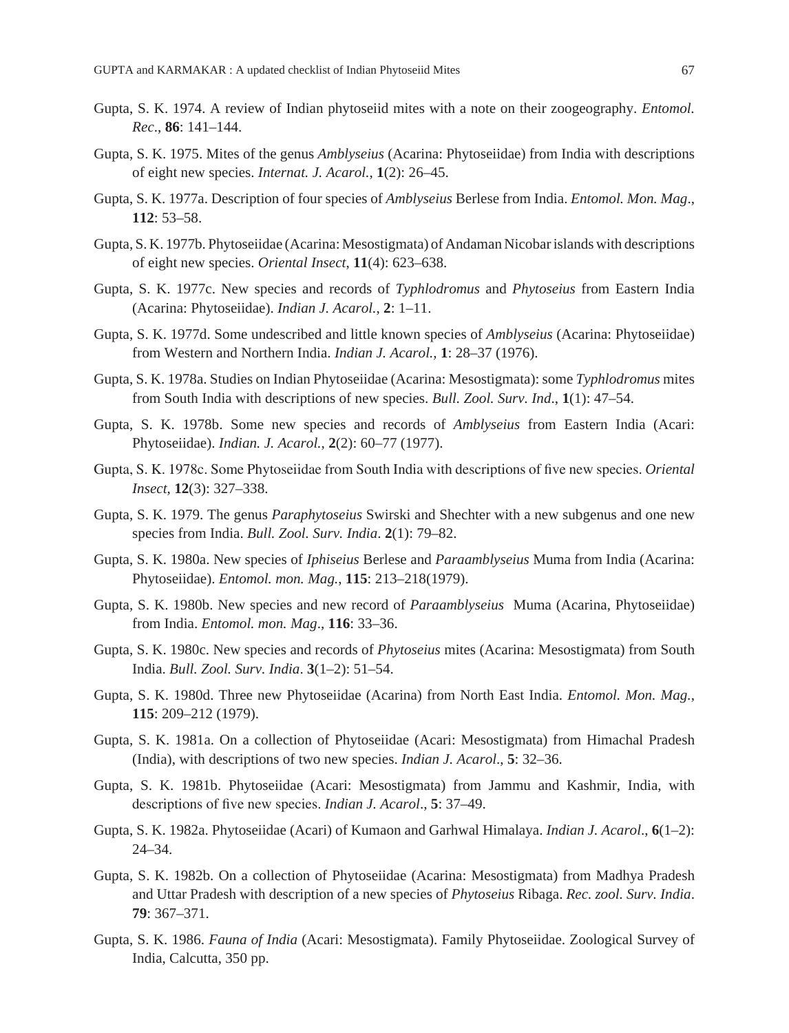Gupta, S. K. 1974. A review of Indian phytoseiid mites with a note on their zoogeography. *Entomol. Rec*., **86**: 141–144.

Gupta, S. K. 1975. Mites of the genus *Amblyseius* (Acarina: Phytoseiidae) from India with descriptions of eight new species. *Internat. J. Acarol.*, **1**(2): 26–45.

Gupta, S. K. 1977a. Description of four species of *Amblyseius* Berlese from India. *Entomol. Mon. Mag*., **112**: 53–58.

Gupta, S. K. 1977b. Phytoseiidae (Acarina: Mesostigmata) of Andaman Nicobar islands with descriptions of eight new species. *Oriental Insect*, **11**(4): 623–638.

Gupta, S. K. 1977c. New species and records of *Typhlodromus* and *Phytoseius* from Eastern India (Acarina: Phytoseiidae). *Indian J. Acarol.*, **2**: 1–11.

Gupta, S. K. 1977d. Some undescribed and little known species of *Amblyseius* (Acarina: Phytoseiidae) from Western and Northern India. *Indian J. Acarol.*, **1**: 28–37 (1976).

Gupta, S. K. 1978a. Studies on Indian Phytoseiidae (Acarina: Mesostigmata): some *Typhlodromus* mites from South India with descriptions of new species. *Bull. Zool. Surv. Ind*., **1**(1): 47–54.

Gupta, S. K. 1978b. Some new species and records of *Amblyseius* from Eastern India (Acari: Phytoseiidae). *Indian. J. Acarol.*, **2**(2): 60–77 (1977).

Gupta, S. K. 1978c. Some Phytoseiidae from South India with descriptions of five new species. *Oriental Insect*, **12**(3): 327–338.

Gupta, S. K. 1979. The genus *Paraphytoseius* Swirski and Shechter with a new subgenus and one new species from India. *Bull. Zool. Surv. India*. **2**(1): 79–82.

Gupta, S. K. 1980a. New species of *Iphiseius* Berlese and *Paraamblyseius* Muma from India (Acarina: Phytoseiidae). *Entomol. mon. Mag.*, **115**: 213–218(1979).

Gupta, S. K. 1980b. New species and new record of *Paraamblyseius* Muma (Acarina, Phytoseiidae) from India. *Entomol. mon. Mag*., **116**: 33–36.

Gupta, S. K. 1980c. New species and records of *Phytoseius* mites (Acarina: Mesostigmata) from South India. *Bull. Zool. Surv. India*. **3**(1–2): 51–54.

Gupta, S. K. 1980d. Three new Phytoseiidae (Acarina) from North East India. *Entomol. Mon. Mag.*, **115**: 209–212 (1979).

Gupta, S. K. 1981a. On a collection of Phytoseiidae (Acari: Mesostigmata) from Himachal Pradesh (India), with descriptions of two new species. *Indian J. Acarol*., **5**: 32–36.

Gupta, S. K. 1981b. Phytoseiidae (Acari: Mesostigmata) from Jammu and Kashmir, India, with descriptions of five new species. *Indian J. Acarol*., **5**: 37–49.

Gupta, S. K. 1982a. Phytoseiidae (Acari) of Kumaon and Garhwal Himalaya. *Indian J. Acarol*., **6**(1–2): 24–34.

Gupta, S. K. 1982b. On a collection of Phytoseiidae (Acarina: Mesostigmata) from Madhya Pradesh and Uttar Pradesh with description of a new species of *Phytoseius* Ribaga. *Rec. zool. Surv. India*. **79**: 367–371.

Gupta, S. K. 1986. *Fauna of India* (Acari: Mesostigmata). Family Phytoseiidae. Zoological Survey of India, Calcutta, 350 pp.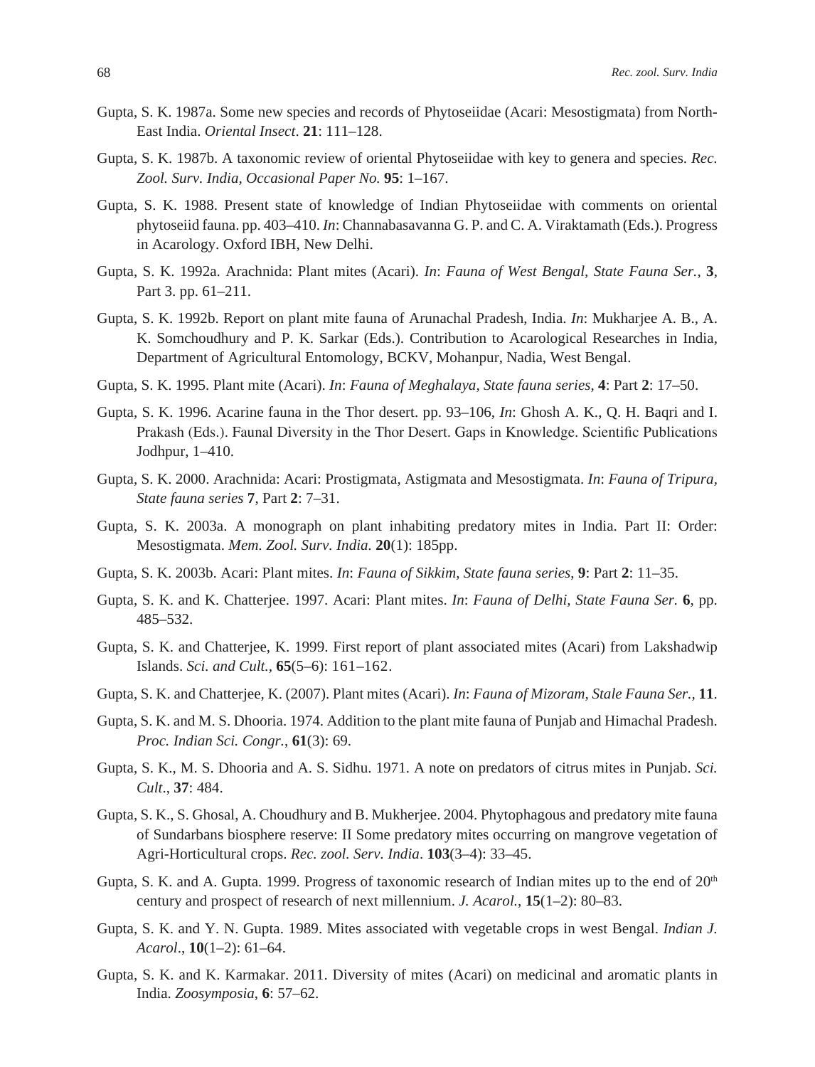Gupta, S. K. 1987a. Some new species and records of Phytoseiidae (Acari: Mesostigmata) from North-East India. *Oriental Insect*. **21**: 111–128.

Gupta, S. K. 1987b. A taxonomic review of oriental Phytoseiidae with key to genera and species. *Rec. Zool. Surv. India, Occasional Paper No.* **95**: 1–167.

Gupta, S. K. 1988. Present state of knowledge of Indian Phytoseiidae with comments on oriental phytoseiid fauna. pp. 403–410. *In*: Channabasavanna G. P. and C. A. Viraktamath (Eds.). Progress in Acarology. Oxford IBH, New Delhi.

Gupta, S. K. 1992a. Arachnida: Plant mites (Acari). *In*: *Fauna of West Bengal, State Fauna Ser.*, **3**, Part 3. pp. 61–211.

Gupta, S. K. 1992b. Report on plant mite fauna of Arunachal Pradesh, India. *In*: Mukharjee A. B., A. K. Somchoudhury and P. K. Sarkar (Eds.). Contribution to Acarological Researches in India, Department of Agricultural Entomology, BCKV, Mohanpur, Nadia, West Bengal.

Gupta, S. K. 1995. Plant mite (Acari). *In*: *Fauna of Meghalaya, State fauna series*, **4**: Part **2**: 17–50.

Gupta, S. K. 1996. Acarine fauna in the Thor desert. pp. 93–106, *In*: Ghosh A. K., Q. H. Baqri and I. Prakash (Eds.). Faunal Diversity in the Thor Desert. Gaps in Knowledge. Scientific Publications Jodhpur, 1–410.

Gupta, S. K. 2000. Arachnida: Acari: Prostigmata, Astigmata and Mesostigmata. *In*: *Fauna of Tripura, State fauna series* **7**, Part **2**: 7–31.

Gupta, S. K. 2003a. A monograph on plant inhabiting predatory mites in India. Part II: Order: Mesostigmata. *Mem. Zool. Surv. India.* **20**(1): 185pp.

Gupta, S. K. 2003b. Acari: Plant mites. *In*: *Fauna of Sikkim, State fauna series*, **9**: Part **2**: 11–35.

Gupta, S. K. and K. Chatterjee. 1997. Acari: Plant mites. *In*: *Fauna of Delhi, State Fauna Ser.* **6**, pp. 485–532.

Gupta, S. K. and Chatterjee, K. 1999. First report of plant associated mites (Acari) from Lakshadwip Islands. *Sci. and Cult.*, **65**(5–6): 161–162.

Gupta, S. K. and Chatterjee, K. (2007). Plant mites (Acari). *In*: *Fauna of Mizoram, Stale Fauna Ser.*, **11**.

Gupta, S. K. and M. S. Dhooria. 1974. Addition to the plant mite fauna of Punjab and Himachal Pradesh. *Proc. Indian Sci. Congr.*, **61**(3): 69.

Gupta, S. K., M. S. Dhooria and A. S. Sidhu. 1971. A note on predators of citrus mites in Punjab. *Sci. Cult*., **37**: 484.

Gupta, S. K., S. Ghosal, A. Choudhury and B. Mukherjee. 2004. Phytophagous and predatory mite fauna of Sundarbans biosphere reserve: II Some predatory mites occurring on mangrove vegetation of Agri-Horticultural crops. *Rec. zool. Serv. India*. **103**(3–4): 33–45.

Gupta, S. K. and A. Gupta. 1999. Progress of taxonomic research of Indian mites up to the end of 20[th] century and prospect of research of next millennium. *J. Acarol.*, **15**(1–2): 80–83.

Gupta, S. K. and Y. N. Gupta. 1989. Mites associated with vegetable crops in west Bengal. *Indian J. Acarol*., **10**(1–2): 61–64.

Gupta, S. K. and K. Karmakar. 2011. Diversity of mites (Acari) on medicinal and aromatic plants in India. *Zoosymposia*, **6**: 57–62.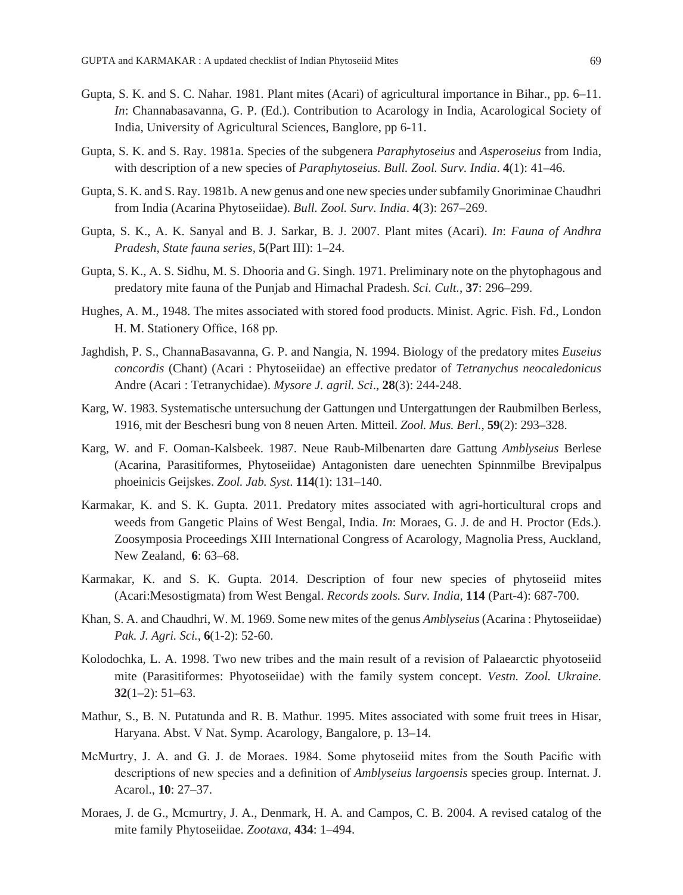Gupta, S. K. and S. C. Nahar. 1981. Plant mites (Acari) of agricultural importance in Bihar., pp. 6–11. *In*: Channabasavanna, G. P. (Ed.). Contribution to Acarology in India, Acarological Society of India, University of Agricultural Sciences, Banglore, pp 6-11.

Gupta, S. K. and S. Ray. 1981a. Species of the subgenera *Paraphytoseius* and *Asperoseius* from India, with description of a new species of *Paraphytoseius. Bull. Zool. Surv. India*. **4**(1): 41–46.

Gupta, S. K. and S. Ray. 1981b. A new genus and one new species under subfamily Gnoriminae Chaudhri from India (Acarina Phytoseiidae). *Bull. Zool. Surv. India*. **4**(3): 267–269.

Gupta, S. K., A. K. Sanyal and B. J. Sarkar, B. J. 2007. Plant mites (Acari). *In*: *Fauna of Andhra Pradesh, State fauna series,* **5**(Part III): 1–24.

Gupta, S. K., A. S. Sidhu, M. S. Dhooria and G. Singh. 1971. Preliminary note on the phytophagous and predatory mite fauna of the Punjab and Himachal Pradesh. *Sci. Cult.*, **37**: 296–299.

Hughes, A. M., 1948. The mites associated with stored food products. Minist. Agric. Fish. Fd., London H. M. Stationery Office, 168 pp.

Jaghdish, P. S., ChannaBasavanna, G. P. and Nangia, N. 1994. Biology of the predatory mites *Euseius concordis* (Chant) (Acari : Phytoseiidae) an effective predator of *Tetranychus neocaledonicus* Andre (Acari : Tetranychidae). *Mysore J. agril. Sci*., **28**(3): 244-248.

Karg, W. 1983. Systematische untersuchung der Gattungen und Untergattungen der Raubmilben Berless, 1916, mit der Beschesri bung von 8 neuen Arten. Mitteil. *Zool. Mus. Berl.*, **59**(2): 293–328.

Karg, W. and F. Ooman-Kalsbeek. 1987. Neue Raub-Milbenarten dare Gattung *Amblyseius* Berlese (Acarina, Parasitiformes, Phytoseiidae) Antagonisten dare uenechten Spinnmilbe Brevipalpus phoeinicis Geijskes. *Zool. Jab. Syst*. **114**(1): 131–140.

Karmakar, K. and S. K. Gupta. 2011. Predatory mites associated with agri-horticultural crops and weeds from Gangetic Plains of West Bengal, India. *In*: Moraes, G. J. de and H. Proctor (Eds.). Zoosymposia Proceedings XIII International Congress of Acarology, Magnolia Press, Auckland, New Zealand, **6**: 63–68.

Karmakar, K. and S. K. Gupta. 2014. Description of four new species of phytoseiid mites (Acari:Mesostigmata) from West Bengal. *Records zools. Surv. India,* **114** (Part-4): 687-700.

Khan, S. A. and Chaudhri, W. M. 1969. Some new mites of the genus *Amblyseius* (Acarina : Phytoseiidae) *Pak. J. Agri. Sci.*, **6**(1-2): 52-60.

Kolodochka, L. A. 1998. Two new tribes and the main result of a revision of Palaearctic phyotoseiid mite (Parasitiformes: Phyotoseiidae) with the family system concept. *Vestn. Zool. Ukraine*. **32**(1–2): 51–63.

Mathur, S., B. N. Putatunda and R. B. Mathur. 1995. Mites associated with some fruit trees in Hisar, Haryana. Abst. V Nat. Symp. Acarology, Bangalore, p. 13–14.

McMurtry, J. A. and G. J. de Moraes. 1984. Some phytoseiid mites from the South Pacific with descriptions of new species and a definition of *Amblyseius largoensis* species group. Internat. J. Acarol., **10**: 27–37.

Moraes, J. de G., Mcmurtry, J. A., Denmark, H. A. and Campos, C. B. 2004. A revised catalog of the mite family Phytoseiidae. *Zootaxa,* **434**: 1–494.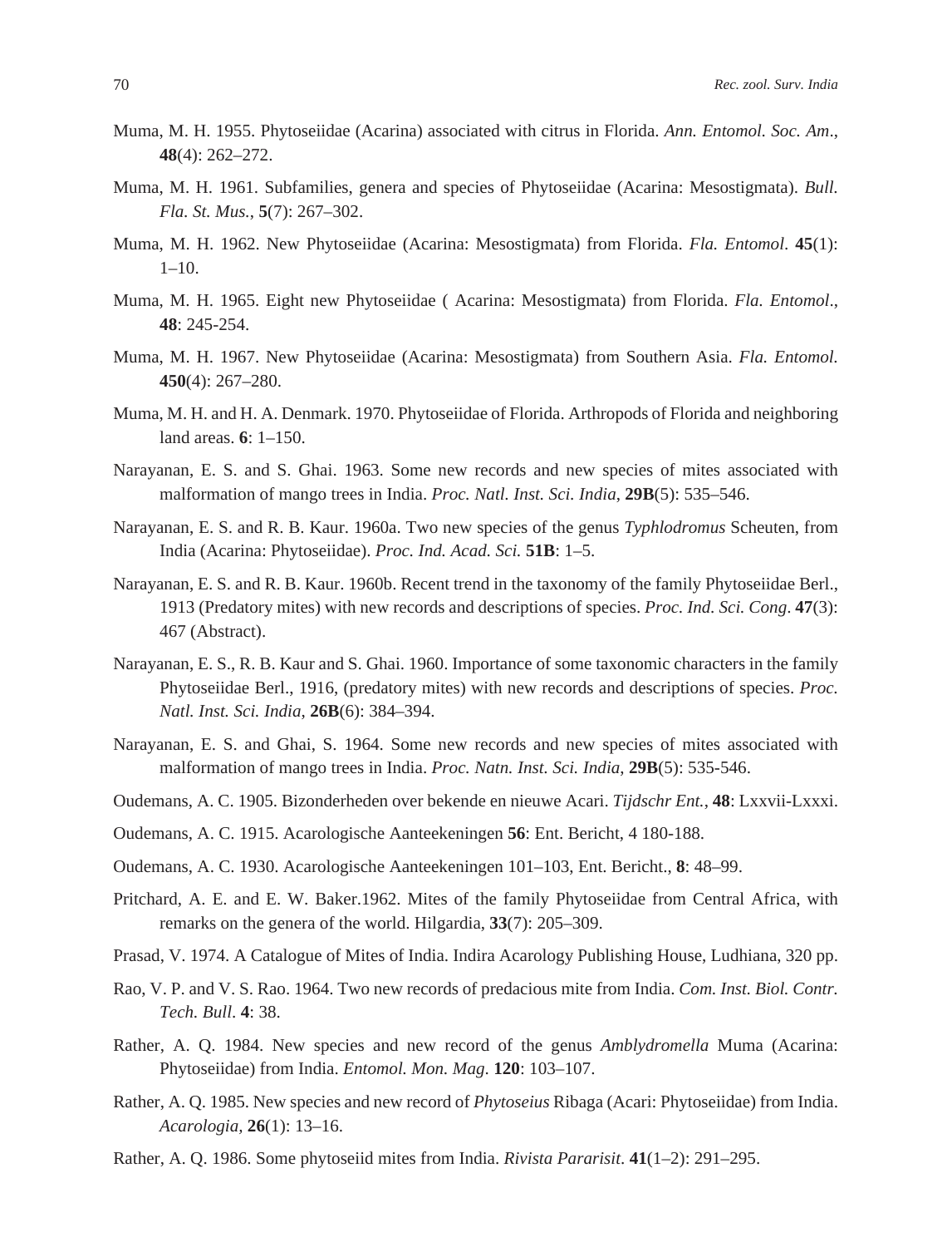Muma, M. H. 1955. Phytoseiidae (Acarina) associated with citrus in Florida. *Ann. Entomol. Soc. Am*., **48**(4): 262–272.

Muma, M. H. 1961. Subfamilies, genera and species of Phytoseiidae (Acarina: Mesostigmata). *Bull. Fla. St. Mus.*, **5**(7): 267–302.

Muma, M. H. 1962. New Phytoseiidae (Acarina: Mesostigmata) from Florida. *Fla. Entomol*. **45**(1): 1–10.

Muma, M. H. 1965. Eight new Phytoseiidae ( Acarina: Mesostigmata) from Florida. *Fla. Entomol*., **48**: 245-254.

Muma, M. H. 1967. New Phytoseiidae (Acarina: Mesostigmata) from Southern Asia. *Fla. Entomol.* **450**(4): 267–280.

Muma, M. H. and H. A. Denmark. 1970. Phytoseiidae of Florida. Arthropods of Florida and neighboring land areas. **6**: 1–150.

Narayanan, E. S. and S. Ghai. 1963. Some new records and new species of mites associated with malformation of mango trees in India. *Proc. Natl. Inst. Sci. India*, **29B**(5): 535–546.

Narayanan, E. S. and R. B. Kaur. 1960a. Two new species of the genus *Typhlodromus* Scheuten, from India (Acarina: Phytoseiidae). *Proc. Ind. Acad. Sci.* **51B**: 1–5.

Narayanan, E. S. and R. B. Kaur. 1960b. Recent trend in the taxonomy of the family Phytoseiidae Berl., 1913 (Predatory mites) with new records and descriptions of species. *Proc. Ind. Sci. Cong*. **47**(3): 467 (Abstract).

Narayanan, E. S., R. B. Kaur and S. Ghai. 1960. Importance of some taxonomic characters in the family Phytoseiidae Berl., 1916, (predatory mites) with new records and descriptions of species. *Proc. Natl. Inst. Sci. India*, **26B**(6): 384–394.

Narayanan, E. S. and Ghai, S. 1964. Some new records and new species of mites associated with malformation of mango trees in India. *Proc. Natn. Inst. Sci. India*, **29B**(5): 535-546.

Oudemans, A. C. 1905. Bizonderheden over bekende en nieuwe Acari. *Tijdschr Ent.*, **48**: Lxxvii-Lxxxi.

Oudemans, A. C. 1915. Acarologische Aanteekeningen **56**: Ent. Bericht, 4 180-188.

Oudemans, A. C. 1930. Acarologische Aanteekeningen 101–103, Ent. Bericht., **8**: 48–99.

Pritchard, A. E. and E. W. Baker.1962. Mites of the family Phytoseiidae from Central Africa, with remarks on the genera of the world. Hilgardia, **33**(7): 205–309.

Prasad, V. 1974. A Catalogue of Mites of India. Indira Acarology Publishing House, Ludhiana, 320 pp.

Rao, V. P. and V. S. Rao. 1964. Two new records of predacious mite from India. *Com. Inst. Biol. Contr. Tech. Bull.* **4**: 38.

Rather, A. Q. 1984. New species and new record of the genus *Amblydromella* Muma (Acarina: Phytoseiidae) from India. *Entomol. Mon. Mag*. **120**: 103–107.

Rather, A. Q. 1985. New species and new record of *Phytoseius* Ribaga (Acari: Phytoseiidae) from India. *Acarologia*, **26**(1): 13–16.

Rather, A. Q. 1986. Some phytoseiid mites from India. *Rivista Pararisit*. **41**(1–2): 291–295.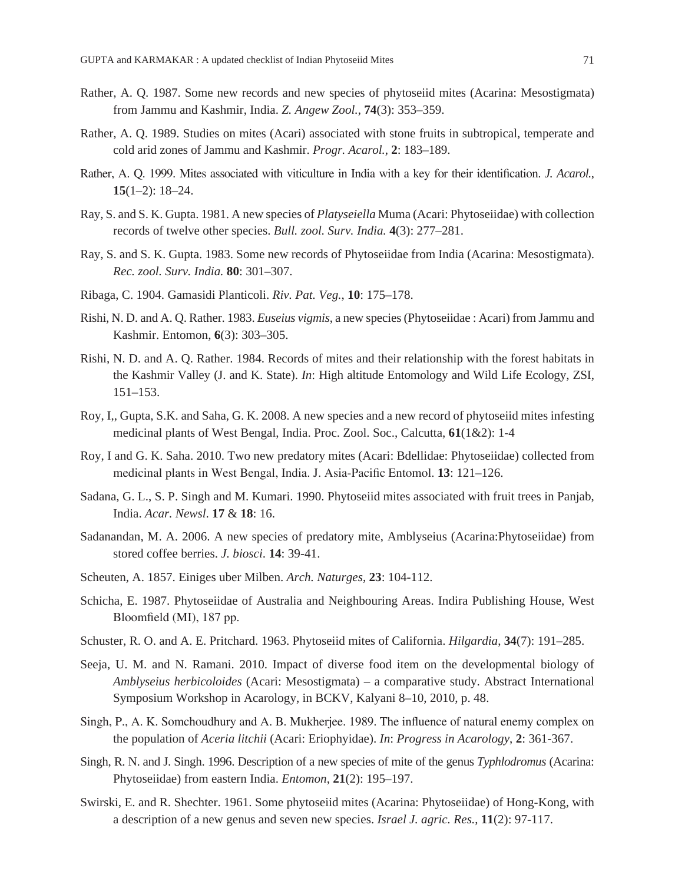Rather, A. Q. 1987. Some new records and new species of phytoseiid mites (Acarina: Mesostigmata) from Jammu and Kashmir, India. *Z. Angew Zool.*, **74**(3): 353–359.

Rather, A. Q. 1989. Studies on mites (Acari) associated with stone fruits in subtropical, temperate and cold arid zones of Jammu and Kashmir. *Progr. Acarol.*, **2**: 183–189.

Rather, A. Q. 1999. Mites associated with viticulture in India with a key for their identification. *J. Acarol.*, **15**(1–2): 18–24.

Ray, S. and S. K. Gupta. 1981. A new species of *Platyseiella* Muma (Acari: Phytoseiidae) with collection records of twelve other species. *Bull. zool. Surv. India.* **4**(3): 277–281.

Ray, S. and S. K. Gupta. 1983. Some new records of Phytoseiidae from India (Acarina: Mesostigmata). *Rec. zool. Surv. India.* **80**: 301–307.

Ribaga, C. 1904. Gamasidi Planticoli. *Riv. Pat. Veg.*, **10**: 175–178.

Rishi, N. D. and A. Q. Rather. 1983. *Euseius vigmis*, a new species (Phytoseiidae : Acari) from Jammu and Kashmir. Entomon, **6**(3): 303–305.

Rishi, N. D. and A. Q. Rather. 1984. Records of mites and their relationship with the forest habitats in the Kashmir Valley (J. and K. State). *In*: High altitude Entomology and Wild Life Ecology, ZSI, 151–153.

Roy, I,, Gupta, S.K. and Saha, G. K. 2008. A new species and a new record of phytoseiid mites infesting medicinal plants of West Bengal, India. Proc. Zool. Soc., Calcutta, **61**(1&2): 1-4

Roy, I and G. K. Saha. 2010. Two new predatory mites (Acari: Bdellidae: Phytoseiidae) collected from medicinal plants in West Bengal, India. J. Asia-Pacific Entomol. **13**: 121–126.

Sadana, G. L., S. P. Singh and M. Kumari. 1990. Phytoseiid mites associated with fruit trees in Panjab, India. *Acar. Newsl.* **17** & **18**: 16.

Sadanandan, M. A. 2006. A new species of predatory mite, Amblyseius (Acarina:Phytoseiidae) from stored coffee berries. *J. biosci*. **14**: 39-41.

Scheuten, A. 1857. Einiges uber Milben. *Arch. Naturges*, **23**: 104-112.

Schicha, E. 1987. Phytoseiidae of Australia and Neighbouring Areas. Indira Publishing House, West Bloomfield (MI), 187 pp.

Schuster, R. O. and A. E. Pritchard. 1963. Phytoseiid mites of California. *Hilgardia*, **34**(7): 191–285.

Seeja, U. M. and N. Ramani. 2010. Impact of diverse food item on the developmental biology of *Amblyseius herbicoloides* (Acari: Mesostigmata) – a comparative study. Abstract International Symposium Workshop in Acarology, in BCKV, Kalyani 8–10, 2010, p. 48.

Singh, P., A. K. Somchoudhury and A. B. Mukherjee. 1989. The influence of natural enemy complex on the population of *Aceria litchii* (Acari: Eriophyidae). *In*: *Progress in Acarology*, **2**: 361-367.

Singh, R. N. and J. Singh. 1996. Description of a new species of mite of the genus *Typhlodromus* (Acarina: Phytoseiidae) from eastern India. *Entomon*, **21**(2): 195–197.

Swirski, E. and R. Shechter. 1961. Some phytoseiid mites (Acarina: Phytoseiidae) of Hong-Kong, with a description of a new genus and seven new species. *Israel J. agric. Res.*, **11**(2): 97-117.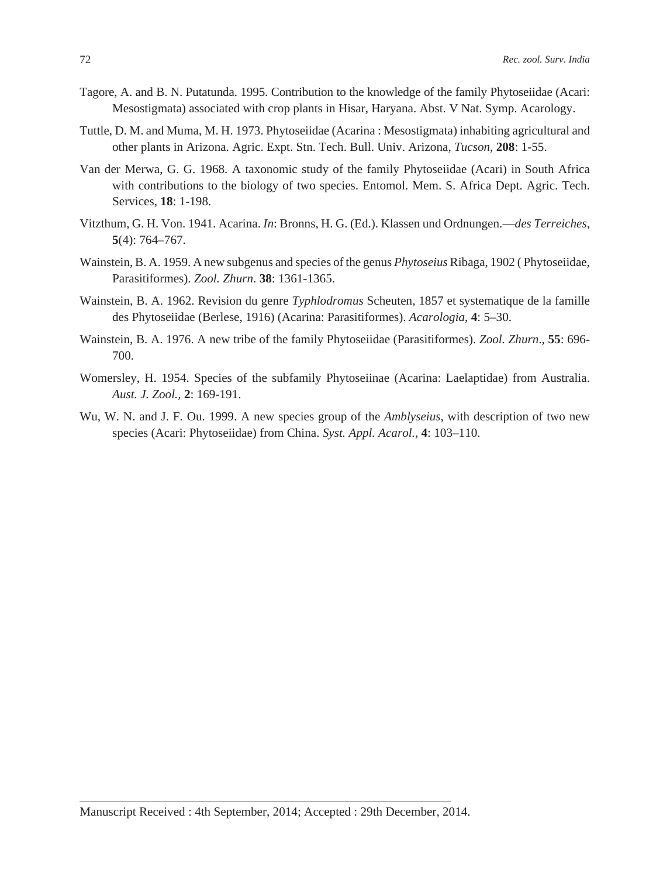Tagore, A. and B. N. Putatunda. 1995. Contribution to the knowledge of the family Phytoseiidae (Acari: Mesostigmata) associated with crop plants in Hisar, Haryana. Abst. V Nat. Symp. Acarology.

Tuttle, D. M. and Muma, M. H. 1973. Phytoseiidae (Acarina : Mesostigmata) inhabiting agricultural and other plants in Arizona. Agric. Expt. Stn. Tech. Bull. Univ. Arizona, *Tucson*, **208**: 1-55.

Van der Merwa, G. G. 1968. A taxonomic study of the family Phytoseiidae (Acari) in South Africa with contributions to the biology of two species. Entomol. Mem. S. Africa Dept. Agric. Tech. Services, **18**: 1-198.

Vitzthum, G. H. Von. 1941. Acarina. *In*: Bronns, H. G. (Ed.). Klassen und Ordnungen.—*des Terreiches*, **5**(4): 764–767.

Wainstein, B. A. 1959. A new subgenus and species of the genus *Phytoseius* Ribaga, 1902 ( Phytoseiidae, Parasitiformes). *Zool. Zhurn*. **38**: 1361-1365.

Wainstein, B. A. 1962. Revision du genre *Typhlodromus* Scheuten, 1857 et systematique de la famille des Phytoseiidae (Berlese, 1916) (Acarina: Parasitiformes). *Acarologia*, **4**: 5–30.

Wainstein, B. A. 1976. A new tribe of the family Phytoseiidae (Parasitiformes). *Zool. Zhurn*., **55**: 696-700.

Womersley, H. 1954. Species of the subfamily Phytoseiinae (Acarina: Laelaptidae) from Australia. *Aust. J. Zool.*, **2**: 169-191.

Wu, W. N. and J. F. Ou. 1999. A new species group of the *Amblyseius*, with description of two new species (Acari: Phytoseiidae) from China. *Syst. Appl. Acarol.*, **4**: 103–110.

Manuscript Received : 4th September, 2014; Accepted : 29th December, 2014.